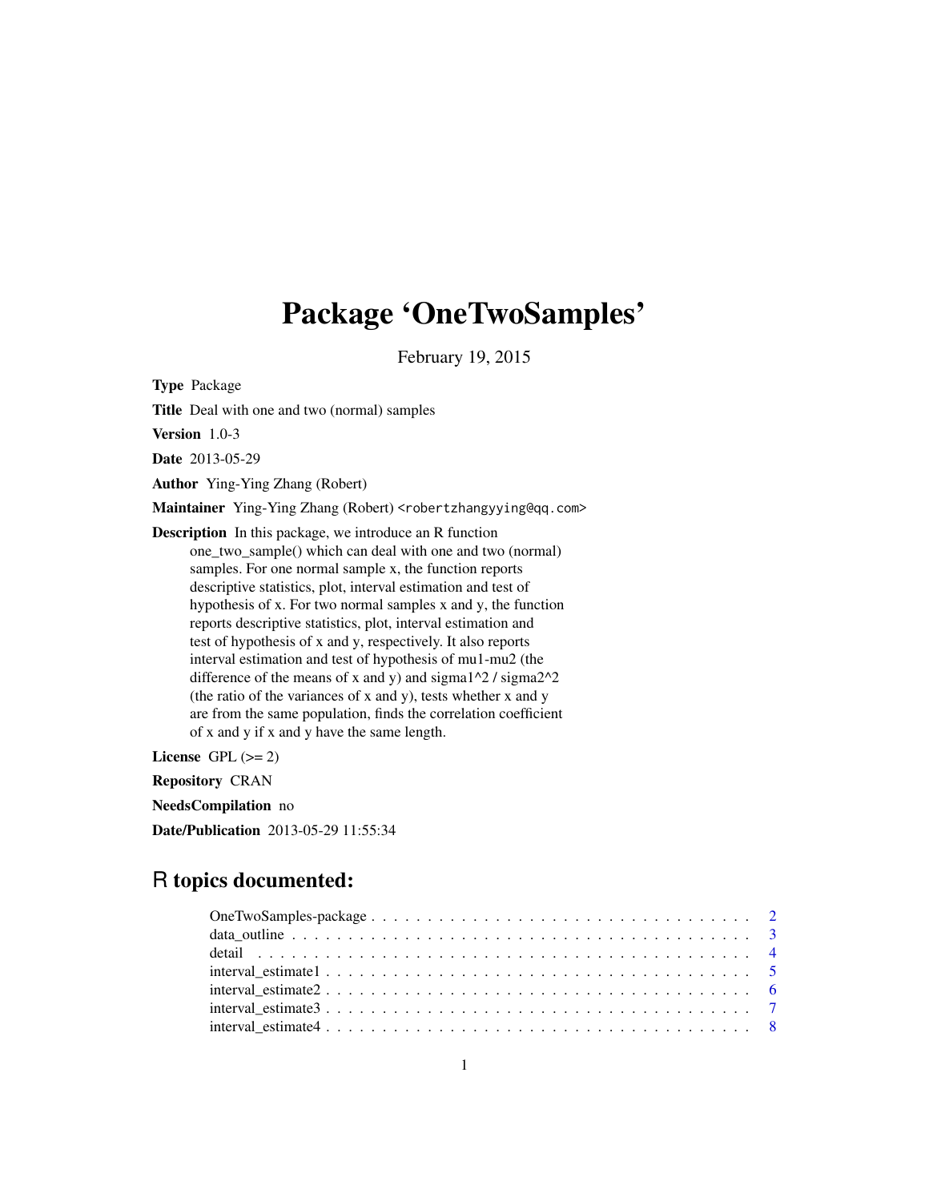# Package 'OneTwoSamples'

February 19, 2015

**Type** Package

**Title** Deal with one and two (normal) samples

**Version** 1.0-3

**Date** 2013-05-29

**Author** Ying-Ying Zhang (Robert)

**Maintainer** Ying-Ying Zhang (Robert) <robertzhangyying@qq.com>

**Description** In this package, we introduce an R function one_two_sample() which can deal with one and two (normal) samples. For one normal sample x, the function reports descriptive statistics, plot, interval estimation and test of hypothesis of x. For two normal samples x and y, the function reports descriptive statistics, plot, interval estimation and test of hypothesis of x and y, respectively. It also reports interval estimation and test of hypothesis of mu1-mu2 (the difference of the means of x and y) and sigma1^2 / sigma2^2 (the ratio of the variances of x and y), tests whether x and y are from the same population, finds the correlation coefficient of x and y if x and y have the same length.

**License** GPL (>= 2)

**Repository** CRAN

**NeedsCompilation** no

**Date/Publication** 2013-05-29 11:55:34

## R topics documented:

| | |
|---|---|
| OneTwoSamples-package | 2 |
| data_outline | 3 |
| detail | 4 |
| interval_estimate1 | 5 |
| interval_estimate2 | 6 |
| interval_estimate3 | 7 |
| interval_estimate4 | 8 |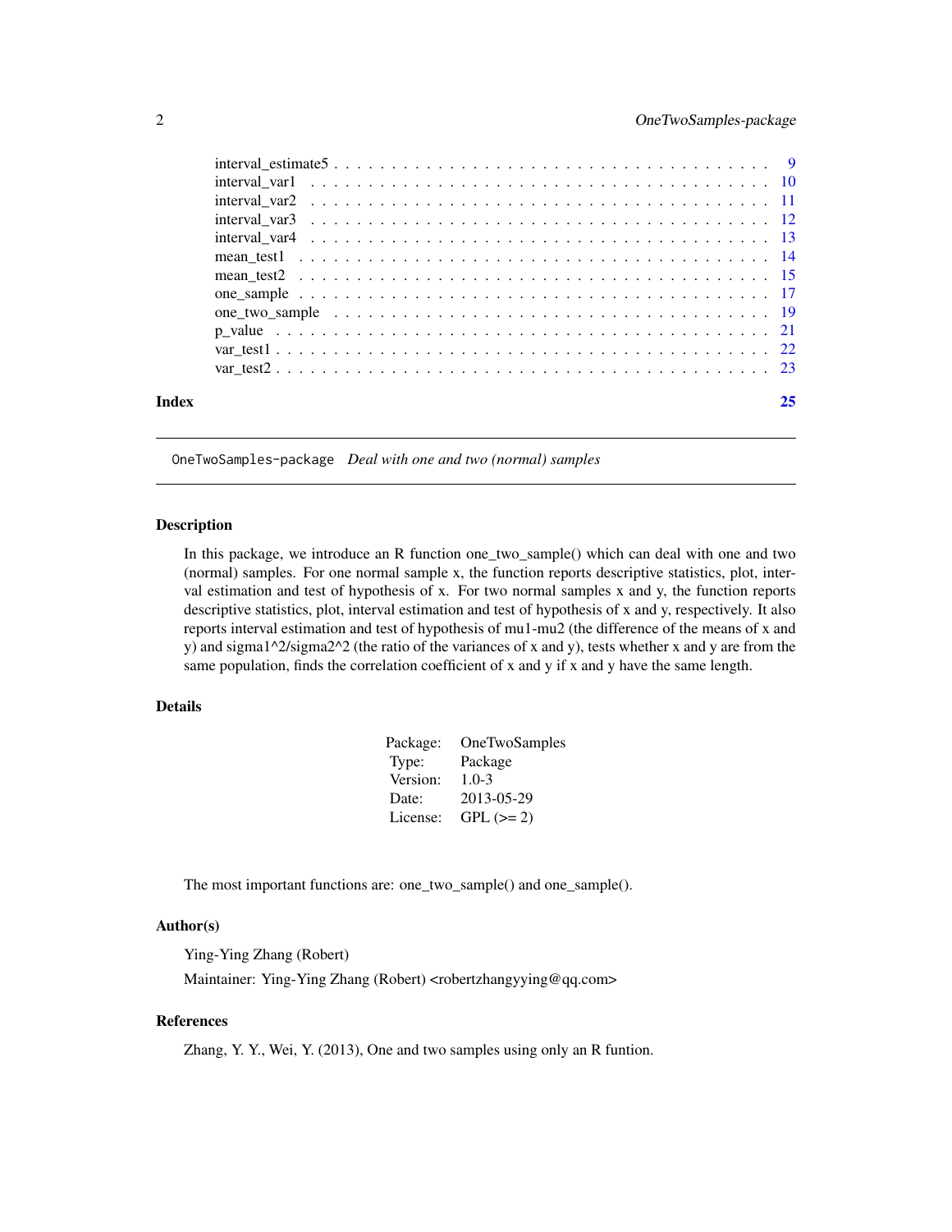interval_estimate5 . . . . . . . . . . . . . . . . . . . . . . . . . . . . . . . . . . . . 9
interval_var1 . . . . . . . . . . . . . . . . . . . . . . . . . . . . . . . . . . . . . . 10
interval_var2 . . . . . . . . . . . . . . . . . . . . . . . . . . . . . . . . . . . . . . 11
interval_var3 . . . . . . . . . . . . . . . . . . . . . . . . . . . . . . . . . . . . . . 12
interval_var4 . . . . . . . . . . . . . . . . . . . . . . . . . . . . . . . . . . . . . . 13
mean_test1 . . . . . . . . . . . . . . . . . . . . . . . . . . . . . . . . . . . . . . . 14
mean_test2 . . . . . . . . . . . . . . . . . . . . . . . . . . . . . . . . . . . . . . . 15
one_sample . . . . . . . . . . . . . . . . . . . . . . . . . . . . . . . . . . . . . . . 17
one_two_sample . . . . . . . . . . . . . . . . . . . . . . . . . . . . . . . . . . . . . 19
p_value . . . . . . . . . . . . . . . . . . . . . . . . . . . . . . . . . . . . . . . . . 21
var_test1 . . . . . . . . . . . . . . . . . . . . . . . . . . . . . . . . . . . . . . . . 22
var_test2 . . . . . . . . . . . . . . . . . . . . . . . . . . . . . . . . . . . . . . . . 23

**Index** **25**

---

`OneTwoSamples-package` *Deal with one and two (normal) samples*

---

## Description

In this package, we introduce an R function one_two_sample() which can deal with one and two (normal) samples. For one normal sample x, the function reports descriptive statistics, plot, interval estimation and test of hypothesis of x. For two normal samples x and y, the function reports descriptive statistics, plot, interval estimation and test of hypothesis of x and y, respectively. It also reports interval estimation and test of hypothesis of mu1-mu2 (the difference of the means of x and y) and sigma1^2/sigma2^2 (the ratio of the variances of x and y), tests whether x and y are from the same population, finds the correlation coefficient of x and y if x and y have the same length.

## Details

| | |
|---|---|
| Package: | OneTwoSamples |
| Type: | Package |
| Version: | 1.0-3 |
| Date: | 2013-05-29 |
| License: | GPL (>= 2) |

The most important functions are: one_two_sample() and one_sample().

## Author(s)

Ying-Ying Zhang (Robert)

Maintainer: Ying-Ying Zhang (Robert) <robertzhangyying@qq.com>

## References

Zhang, Y. Y., Wei, Y. (2013), One and two samples using only an R funtion.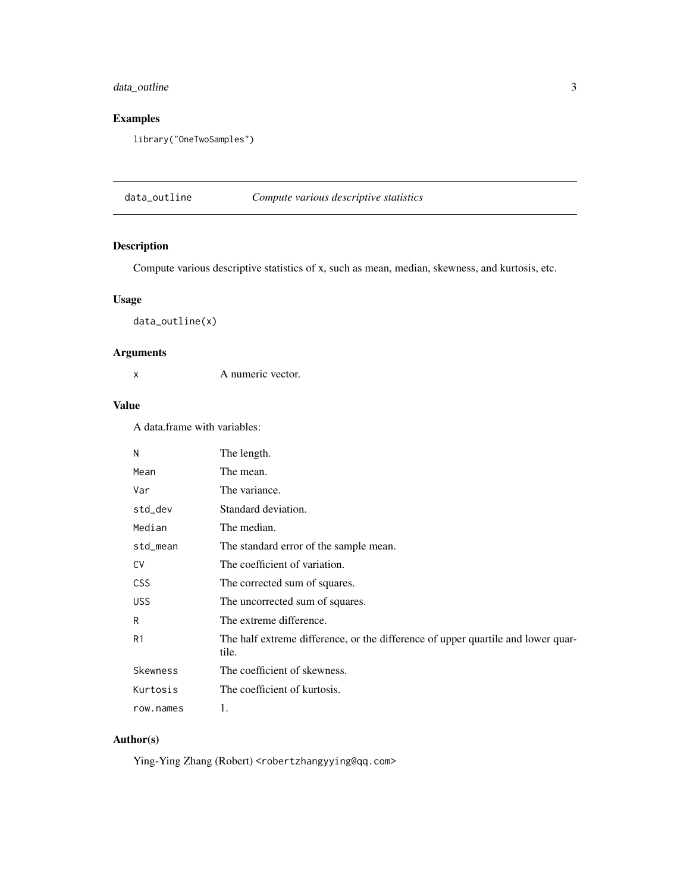## Examples

```
library("OneTwoSamples")
```

---

## data_outline — *Compute various descriptive statistics*

### Description

Compute various descriptive statistics of x, such as mean, median, skewness, and kurtosis, etc.

### Usage

```
data_outline(x)
```

### Arguments

| | |
|---|---|
| `x` | A numeric vector. |

### Value

A data.frame with variables:

| | |
|---|---|
| `N` | The length. |
| `Mean` | The mean. |
| `Var` | The variance. |
| `std_dev` | Standard deviation. |
| `Median` | The median. |
| `std_mean` | The standard error of the sample mean. |
| `CV` | The coefficient of variation. |
| `CSS` | The corrected sum of squares. |
| `USS` | The uncorrected sum of squares. |
| `R` | The extreme difference. |
| `R1` | The half extreme difference, or the difference of upper quartile and lower quartile. |
| `Skewness` | The coefficient of skewness. |
| `Kurtosis` | The coefficient of kurtosis. |
| `row.names` | 1. |

### Author(s)

Ying-Ying Zhang (Robert) <robertzhangyying@qq.com>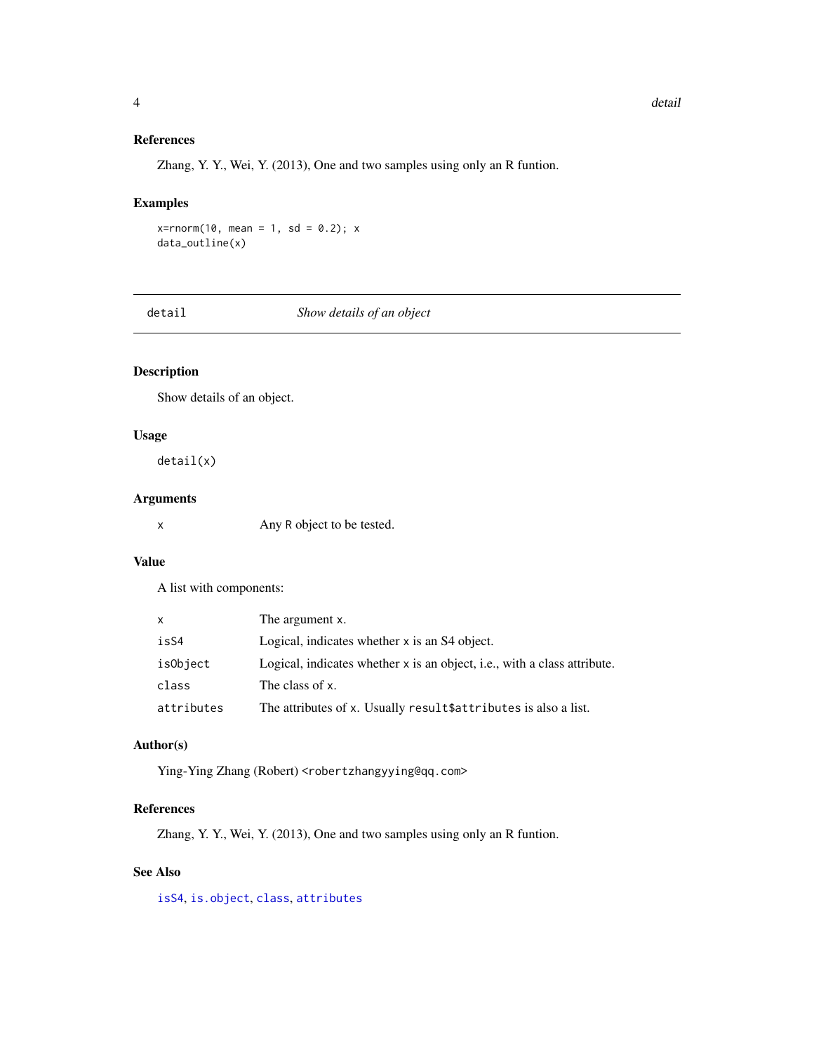### References

Zhang, Y. Y., Wei, Y. (2013), One and two samples using only an R funtion.

### Examples

```
x=rnorm(10, mean = 1, sd = 0.2); x
data_outline(x)
```

---

## detail — *Show details of an object*

### Description

Show details of an object.

### Usage

```
detail(x)
```

### Arguments

| | |
|---|---|
| `x` | Any R object to be tested. |

### Value

A list with components:

| | |
|---|---|
| `x` | The argument `x`. |
| `isS4` | Logical, indicates whether `x` is an S4 object. |
| `isObject` | Logical, indicates whether `x` is an object, i.e., with a class attribute. |
| `class` | The class of `x`. |
| `attributes` | The attributes of `x`. Usually `result$attributes` is also a list. |

### Author(s)

Ying-Ying Zhang (Robert) <robertzhangyying@qq.com>

### References

Zhang, Y. Y., Wei, Y. (2013), One and two samples using only an R funtion.

### See Also

`isS4`, `is.object`, `class`, `attributes`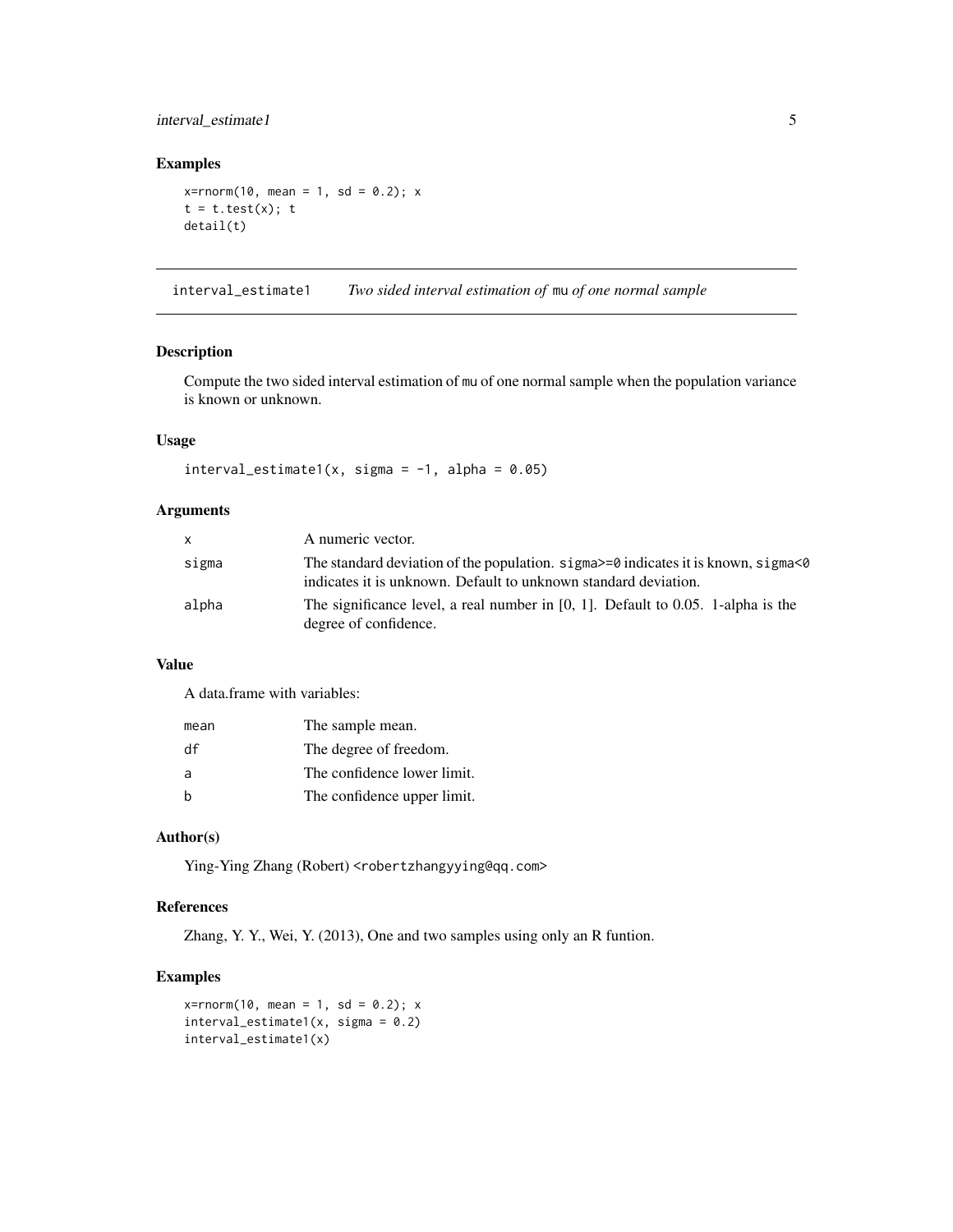## Examples

```
x=rnorm(10, mean = 1, sd = 0.2); x
t = t.test(x); t
detail(t)
```

---

## interval_estimate1 *Two sided interval estimation of* mu *of one normal sample*

### Description

Compute the two sided interval estimation of mu of one normal sample when the population variance is known or unknown.

### Usage

```
interval_estimate1(x, sigma = -1, alpha = 0.05)
```

### Arguments

| | |
|---|---|
| x | A numeric vector. |
| sigma | The standard deviation of the population. sigma>=0 indicates it is known, sigma<0 indicates it is unknown. Default to unknown standard deviation. |
| alpha | The significance level, a real number in [0, 1]. Default to 0.05. 1-alpha is the degree of confidence. |

### Value

A data.frame with variables:

| | |
|---|---|
| mean | The sample mean. |
| df | The degree of freedom. |
| a | The confidence lower limit. |
| b | The confidence upper limit. |

### Author(s)

Ying-Ying Zhang (Robert) <robertzhangyying@qq.com>

### References

Zhang, Y. Y., Wei, Y. (2013), One and two samples using only an R funtion.

### Examples

```
x=rnorm(10, mean = 1, sd = 0.2); x
interval_estimate1(x, sigma = 0.2)
interval_estimate1(x)
```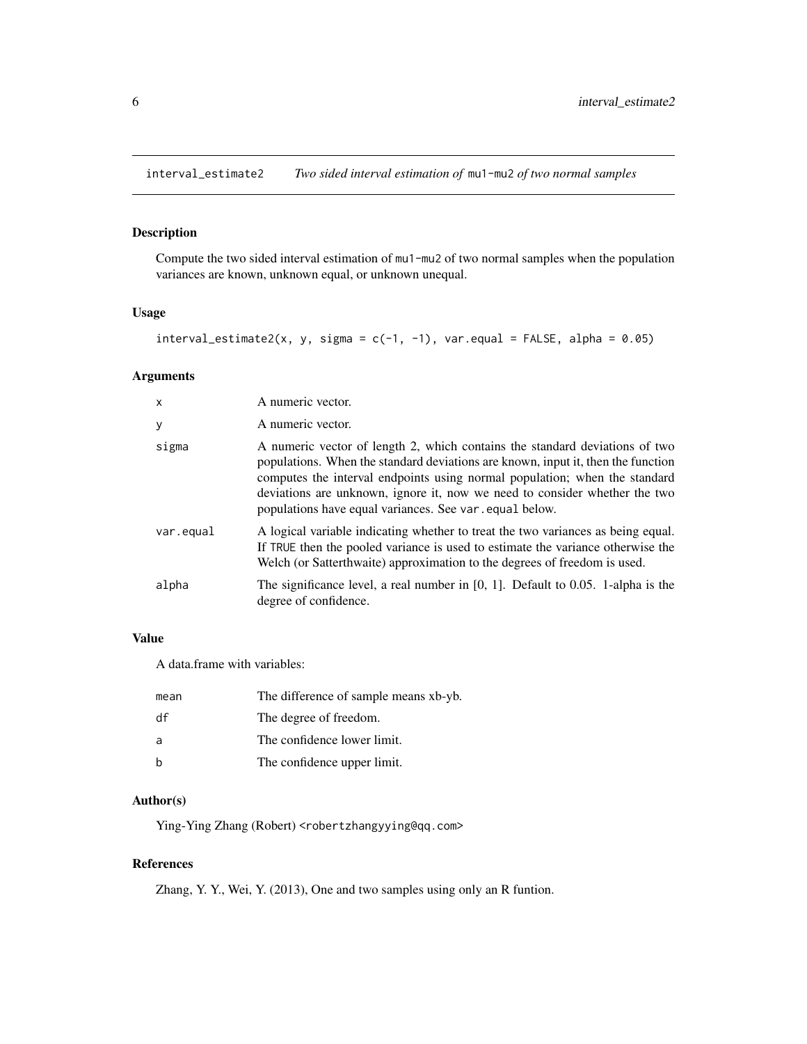# interval_estimate2 — *Two sided interval estimation of* `mu1-mu2` *of two normal samples*

## Description

Compute the two sided interval estimation of `mu1-mu2` of two normal samples when the population variances are known, unknown equal, or unknown unequal.

## Usage

```
interval_estimate2(x, y, sigma = c(-1, -1), var.equal = FALSE, alpha = 0.05)
```

## Arguments

| | |
|---|---|
| `x` | A numeric vector. |
| `y` | A numeric vector. |
| `sigma` | A numeric vector of length 2, which contains the standard deviations of two populations. When the standard deviations are known, input it, then the function computes the interval endpoints using normal population; when the standard deviations are unknown, ignore it, now we need to consider whether the two populations have equal variances. See `var.equal` below. |
| `var.equal` | A logical variable indicating whether to treat the two variances as being equal. If `TRUE` then the pooled variance is used to estimate the variance otherwise the Welch (or Satterthwaite) approximation to the degrees of freedom is used. |
| `alpha` | The significance level, a real number in [0, 1]. Default to 0.05. 1-alpha is the degree of confidence. |

## Value

A data.frame with variables:

| | |
|---|---|
| `mean` | The difference of sample means xb-yb. |
| `df` | The degree of freedom. |
| `a` | The confidence lower limit. |
| `b` | The confidence upper limit. |

## Author(s)

Ying-Ying Zhang (Robert) `<robertzhangyying@qq.com>`

## References

Zhang, Y. Y., Wei, Y. (2013), One and two samples using only an R funtion.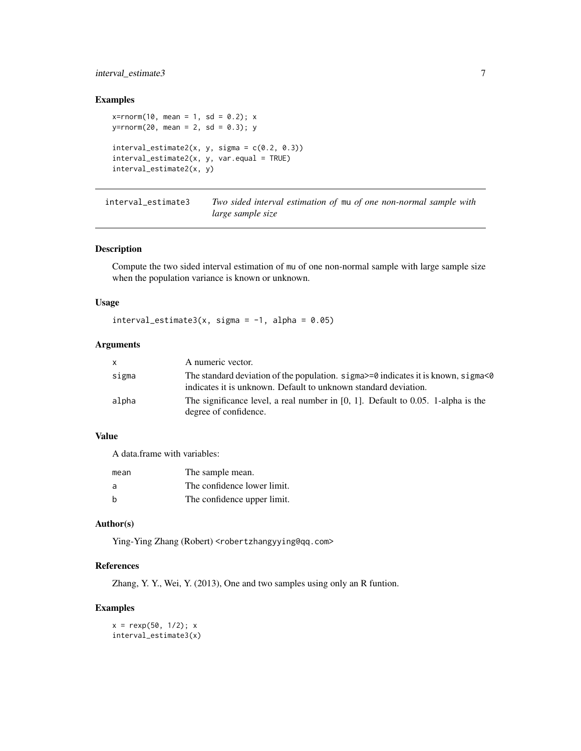### Examples

```
x=rnorm(10, mean = 1, sd = 0.2); x
y=rnorm(20, mean = 2, sd = 0.3); y

interval_estimate2(x, y, sigma = c(0.2, 0.3))
interval_estimate2(x, y, var.equal = TRUE)
interval_estimate2(x, y)
```

## interval_estimate3 — *Two sided interval estimation of* mu *of one non-normal sample with large sample size*

### Description

Compute the two sided interval estimation of mu of one non-normal sample with large sample size when the population variance is known or unknown.

### Usage

```
interval_estimate3(x, sigma = -1, alpha = 0.05)
```

### Arguments

| | |
|---|---|
| x | A numeric vector. |
| sigma | The standard deviation of the population. sigma>=0 indicates it is known, sigma<0 indicates it is unknown. Default to unknown standard deviation. |
| alpha | The significance level, a real number in [0, 1]. Default to 0.05. 1-alpha is the degree of confidence. |

### Value

A data.frame with variables:

| | |
|---|---|
| mean | The sample mean. |
| a | The confidence lower limit. |
| b | The confidence upper limit. |

### Author(s)

Ying-Ying Zhang (Robert) <robertzhangyying@qq.com>

### References

Zhang, Y. Y., Wei, Y. (2013), One and two samples using only an R funtion.

### Examples

```
x = rexp(50, 1/2); x
interval_estimate3(x)
```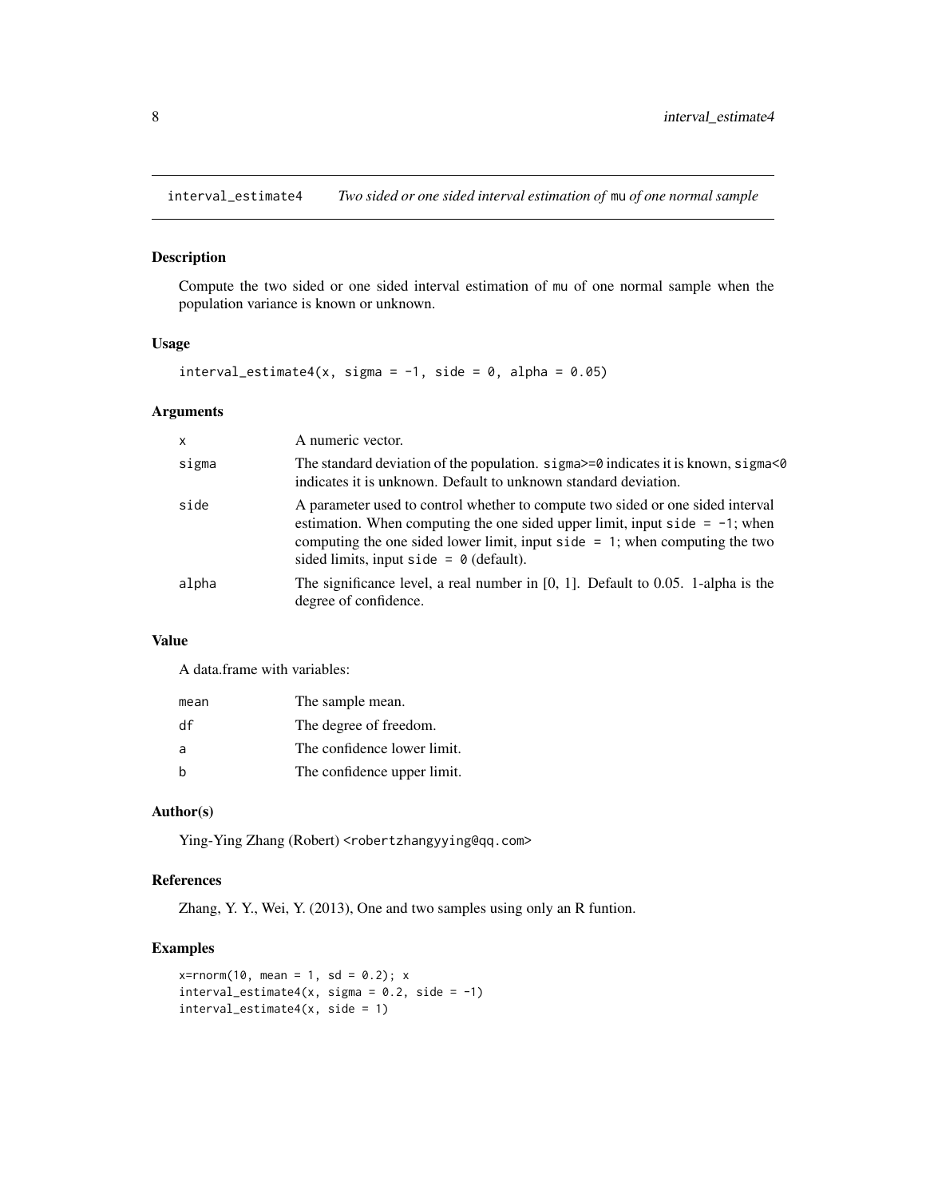## interval_estimate4 — *Two sided or one sided interval estimation of* mu *of one normal sample*

### Description

Compute the two sided or one sided interval estimation of mu of one normal sample when the population variance is known or unknown.

### Usage

```
interval_estimate4(x, sigma = -1, side = 0, alpha = 0.05)
```

### Arguments

| | |
|---|---|
| x | A numeric vector. |
| sigma | The standard deviation of the population. `sigma>=0` indicates it is known, `sigma<0` indicates it is unknown. Default to unknown standard deviation. |
| side | A parameter used to control whether to compute two sided or one sided interval estimation. When computing the one sided upper limit, input `side = -1`; when computing the one sided lower limit, input `side = 1`; when computing the two sided limits, input `side = 0` (default). |
| alpha | The significance level, a real number in [0, 1]. Default to 0.05. 1-alpha is the degree of confidence. |

### Value

A data.frame with variables:

| | |
|---|---|
| mean | The sample mean. |
| df | The degree of freedom. |
| a | The confidence lower limit. |
| b | The confidence upper limit. |

### Author(s)

Ying-Ying Zhang (Robert) <robertzhangyying@qq.com>

### References

Zhang, Y. Y., Wei, Y. (2013), One and two samples using only an R funtion.

### Examples

```
x=rnorm(10, mean = 1, sd = 0.2); x
interval_estimate4(x, sigma = 0.2, side = -1)
interval_estimate4(x, side = 1)
```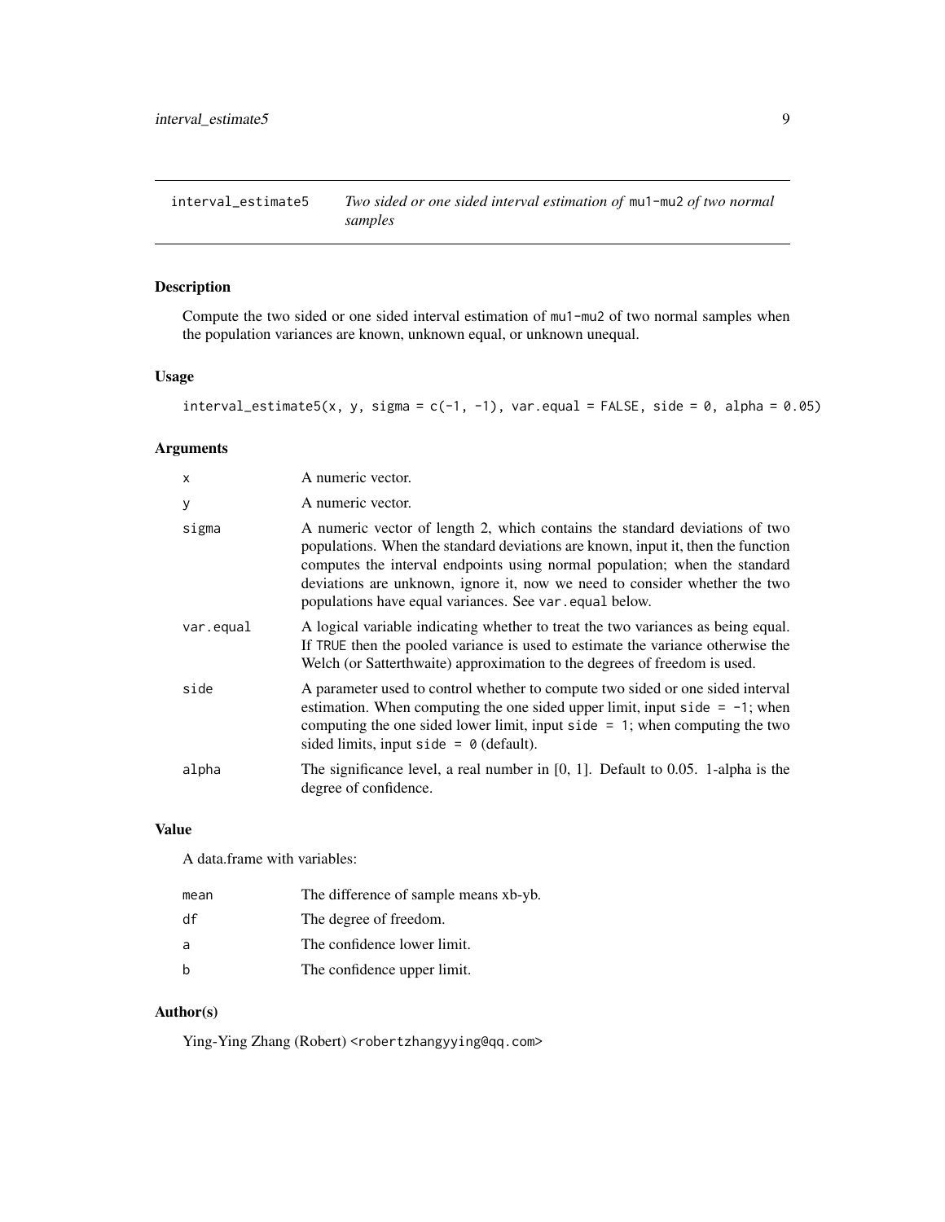## interval_estimate5 — *Two sided or one sided interval estimation of* `mu1-mu2` *of two normal samples*

### Description

Compute the two sided or one sided interval estimation of `mu1-mu2` of two normal samples when the population variances are known, unknown equal, or unknown unequal.

### Usage

```
interval_estimate5(x, y, sigma = c(-1, -1), var.equal = FALSE, side = 0, alpha = 0.05)
```

### Arguments

| | |
|---|---|
| `x` | A numeric vector. |
| `y` | A numeric vector. |
| `sigma` | A numeric vector of length 2, which contains the standard deviations of two populations. When the standard deviations are known, input it, then the function computes the interval endpoints using normal population; when the standard deviations are unknown, ignore it, now we need to consider whether the two populations have equal variances. See `var.equal` below. |
| `var.equal` | A logical variable indicating whether to treat the two variances as being equal. If `TRUE` then the pooled variance is used to estimate the variance otherwise the Welch (or Satterthwaite) approximation to the degrees of freedom is used. |
| `side` | A parameter used to control whether to compute two sided or one sided interval estimation. When computing the one sided upper limit, input `side = -1`; when computing the one sided lower limit, input `side = 1`; when computing the two sided limits, input `side = 0` (default). |
| `alpha` | The significance level, a real number in [0, 1]. Default to 0.05. 1-alpha is the degree of confidence. |

### Value

A data.frame with variables:

| | |
|---|---|
| `mean` | The difference of sample means xb-yb. |
| `df` | The degree of freedom. |
| `a` | The confidence lower limit. |
| `b` | The confidence upper limit. |

### Author(s)

Ying-Ying Zhang (Robert) `<robertzhangyying@qq.com>`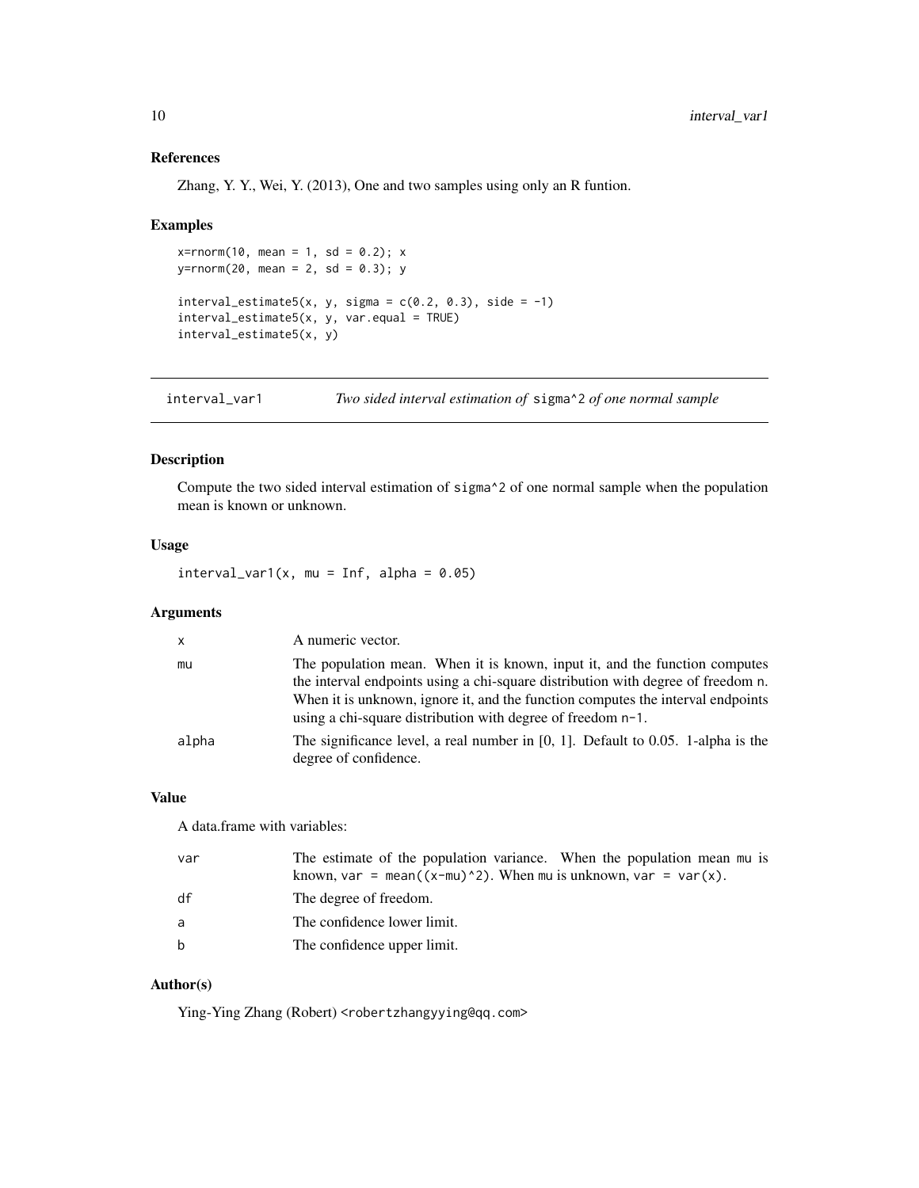### References

Zhang, Y. Y., Wei, Y. (2013), One and two samples using only an R funtion.

### Examples

```
x=rnorm(10, mean = 1, sd = 0.2); x
y=rnorm(20, mean = 2, sd = 0.3); y

interval_estimate5(x, y, sigma = c(0.2, 0.3), side = -1)
interval_estimate5(x, y, var.equal = TRUE)
interval_estimate5(x, y)
```

---

## interval_var1 — *Two sided interval estimation of* sigma^2 *of one normal sample*

### Description

Compute the two sided interval estimation of sigma^2 of one normal sample when the population mean is known or unknown.

### Usage

```
interval_var1(x, mu = Inf, alpha = 0.05)
```

### Arguments

| | |
|---|---|
| x | A numeric vector. |
| mu | The population mean. When it is known, input it, and the function computes the interval endpoints using a chi-square distribution with degree of freedom n. When it is unknown, ignore it, and the function computes the interval endpoints using a chi-square distribution with degree of freedom n-1. |
| alpha | The significance level, a real number in [0, 1]. Default to 0.05. 1-alpha is the degree of confidence. |

### Value

A data.frame with variables:

| | |
|---|---|
| var | The estimate of the population variance. When the population mean mu is known, var = mean((x-mu)^2). When mu is unknown, var = var(x). |
| df | The degree of freedom. |
| a | The confidence lower limit. |
| b | The confidence upper limit. |

### Author(s)

Ying-Ying Zhang (Robert) <robertzhangyying@qq.com>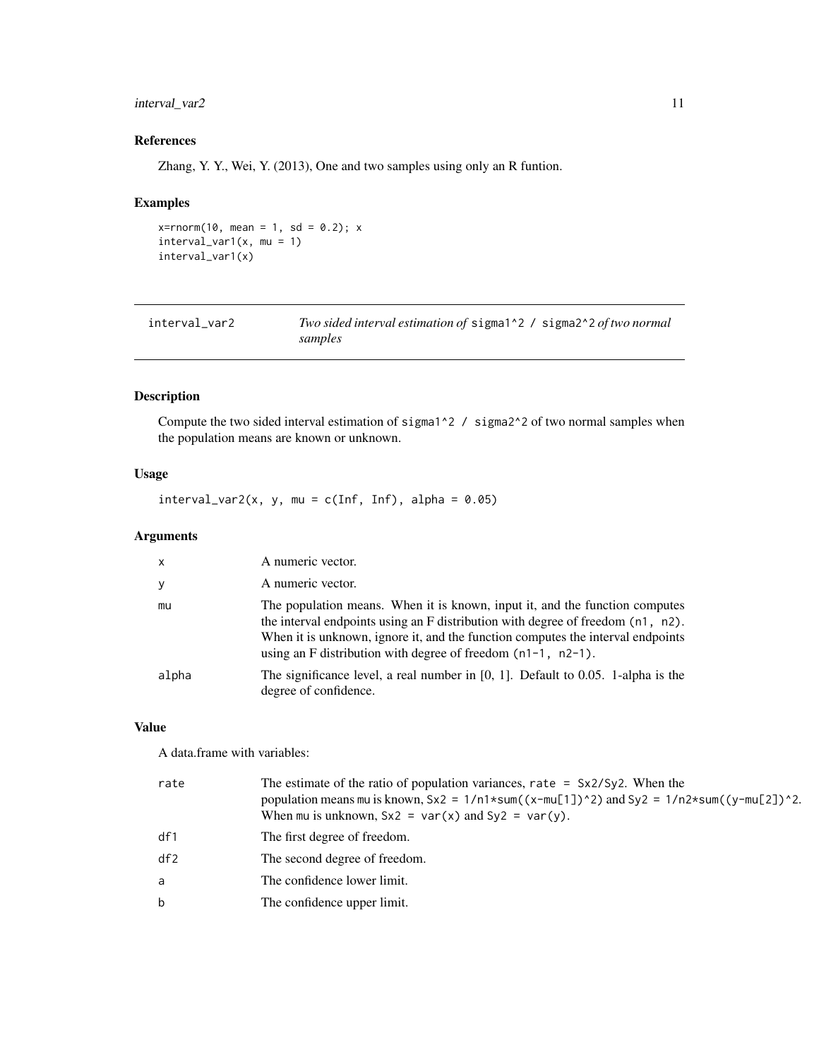### References

Zhang, Y. Y., Wei, Y. (2013), One and two samples using only an R funtion.

### Examples

```
x=rnorm(10, mean = 1, sd = 0.2); x
interval_var1(x, mu = 1)
interval_var1(x)
```

---

## interval_var2 — *Two sided interval estimation of* `sigma1^2 / sigma2^2` *of two normal samples*

---

### Description

Compute the two sided interval estimation of `sigma1^2 / sigma2^2` of two normal samples when the population means are known or unknown.

### Usage

```
interval_var2(x, y, mu = c(Inf, Inf), alpha = 0.05)
```

### Arguments

| | |
|---|---|
| `x` | A numeric vector. |
| `y` | A numeric vector. |
| `mu` | The population means. When it is known, input it, and the function computes the interval endpoints using an F distribution with degree of freedom `(n1, n2)`. When it is unknown, ignore it, and the function computes the interval endpoints using an F distribution with degree of freedom `(n1-1, n2-1)`. |
| `alpha` | The significance level, a real number in [0, 1]. Default to 0.05. 1-alpha is the degree of confidence. |

### Value

A data.frame with variables:

| | |
|---|---|
| `rate` | The estimate of the ratio of population variances, `rate = Sx2/Sy2`. When the population means `mu` is known, `Sx2 = 1/n1*sum((x-mu[1])^2)` and `Sy2 = 1/n2*sum((y-mu[2])^2`. When `mu` is unknown, `Sx2 = var(x)` and `Sy2 = var(y)`. |
| `df1` | The first degree of freedom. |
| `df2` | The second degree of freedom. |
| `a` | The confidence lower limit. |
| `b` | The confidence upper limit. |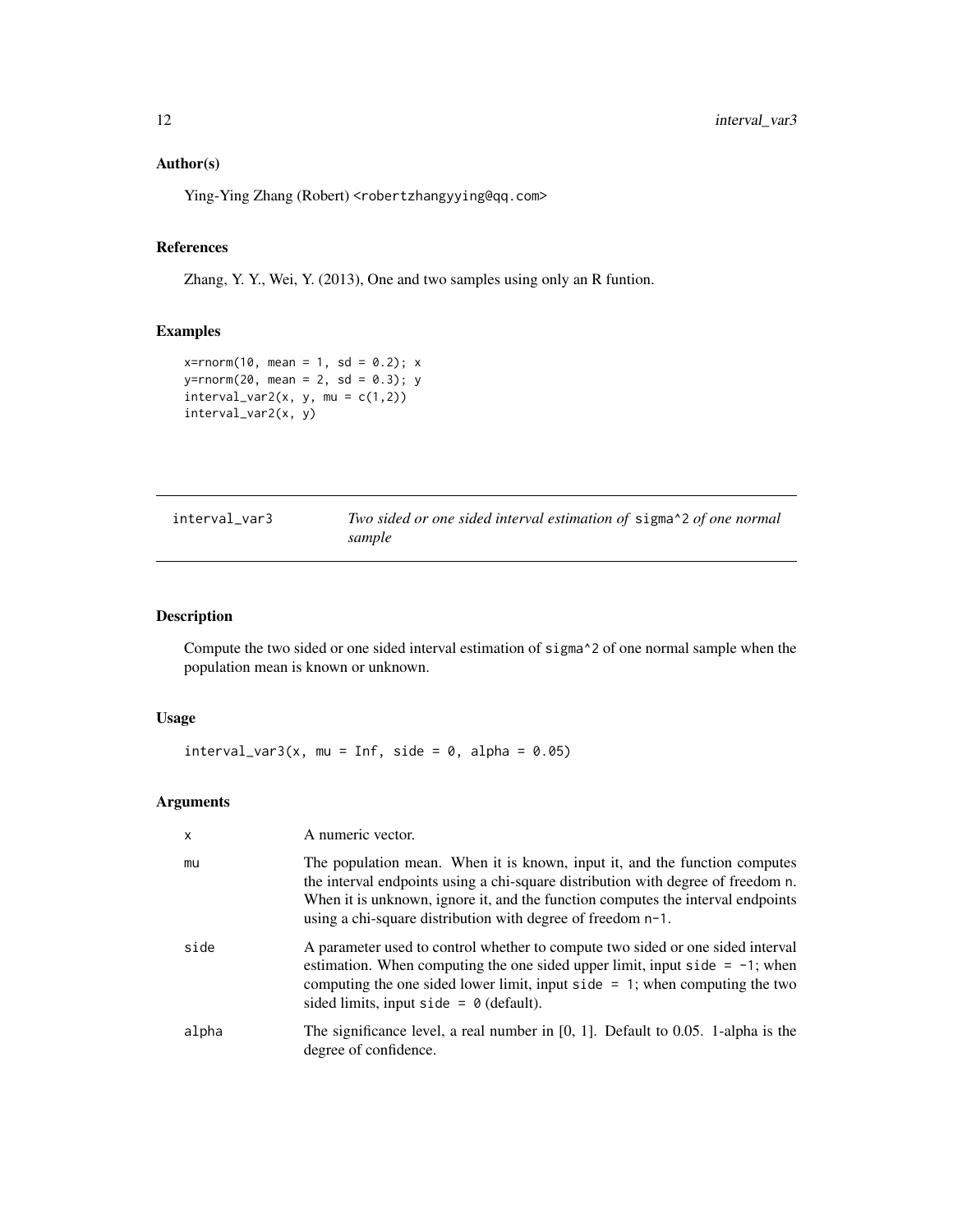### Author(s)

Ying-Ying Zhang (Robert) <robertzhangyying@qq.com>

### References

Zhang, Y. Y., Wei, Y. (2013), One and two samples using only an R funtion.

### Examples

```
x=rnorm(10, mean = 1, sd = 0.2); x
y=rnorm(20, mean = 2, sd = 0.3); y
interval_var2(x, y, mu = c(1,2))
interval_var2(x, y)
```

---

## interval_var3 — *Two sided or one sided interval estimation of* `sigma^2` *of one normal sample*

---

### Description

Compute the two sided or one sided interval estimation of `sigma^2` of one normal sample when the population mean is known or unknown.

### Usage

```
interval_var3(x, mu = Inf, side = 0, alpha = 0.05)
```

### Arguments

| | |
|---|---|
| `x` | A numeric vector. |
| `mu` | The population mean. When it is known, input it, and the function computes the interval endpoints using a chi-square distribution with degree of freedom `n`. When it is unknown, ignore it, and the function computes the interval endpoints using a chi-square distribution with degree of freedom `n-1`. |
| `side` | A parameter used to control whether to compute two sided or one sided interval estimation. When computing the one sided upper limit, input `side = -1`; when computing the one sided lower limit, input `side = 1`; when computing the two sided limits, input `side = 0` (default). |
| `alpha` | The significance level, a real number in [0, 1]. Default to 0.05. 1-alpha is the degree of confidence. |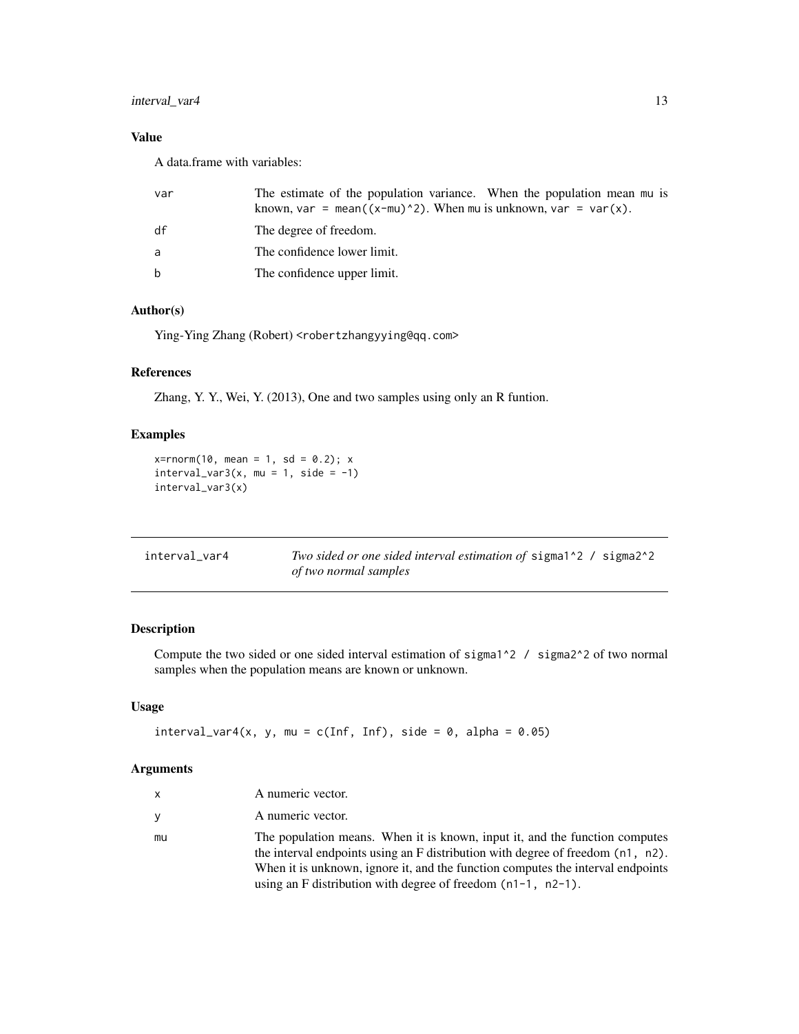### Value

A data.frame with variables:

| | |
|---|---|
| var | The estimate of the population variance. When the population mean mu is known, `var = mean((x-mu)^2)`. When mu is unknown, `var = var(x)`. |
| df | The degree of freedom. |
| a | The confidence lower limit. |
| b | The confidence upper limit. |

### Author(s)

Ying-Ying Zhang (Robert) <robertzhangyying@qq.com>

### References

Zhang, Y. Y., Wei, Y. (2013), One and two samples using only an R funtion.

### Examples

```
x=rnorm(10, mean = 1, sd = 0.2); x
interval_var3(x, mu = 1, side = -1)
interval_var3(x)
```

---

## interval_var4 — *Two sided or one sided interval estimation of* `sigma1^2 / sigma2^2` *of two normal samples*

### Description

Compute the two sided or one sided interval estimation of `sigma1^2 / sigma2^2` of two normal samples when the population means are known or unknown.

### Usage

```
interval_var4(x, y, mu = c(Inf, Inf), side = 0, alpha = 0.05)
```

### Arguments

| | |
|---|---|
| x | A numeric vector. |
| y | A numeric vector. |
| mu | The population means. When it is known, input it, and the function computes the interval endpoints using an F distribution with degree of freedom `(n1, n2)`. When it is unknown, ignore it, and the function computes the interval endpoints using an F distribution with degree of freedom `(n1-1, n2-1)`. |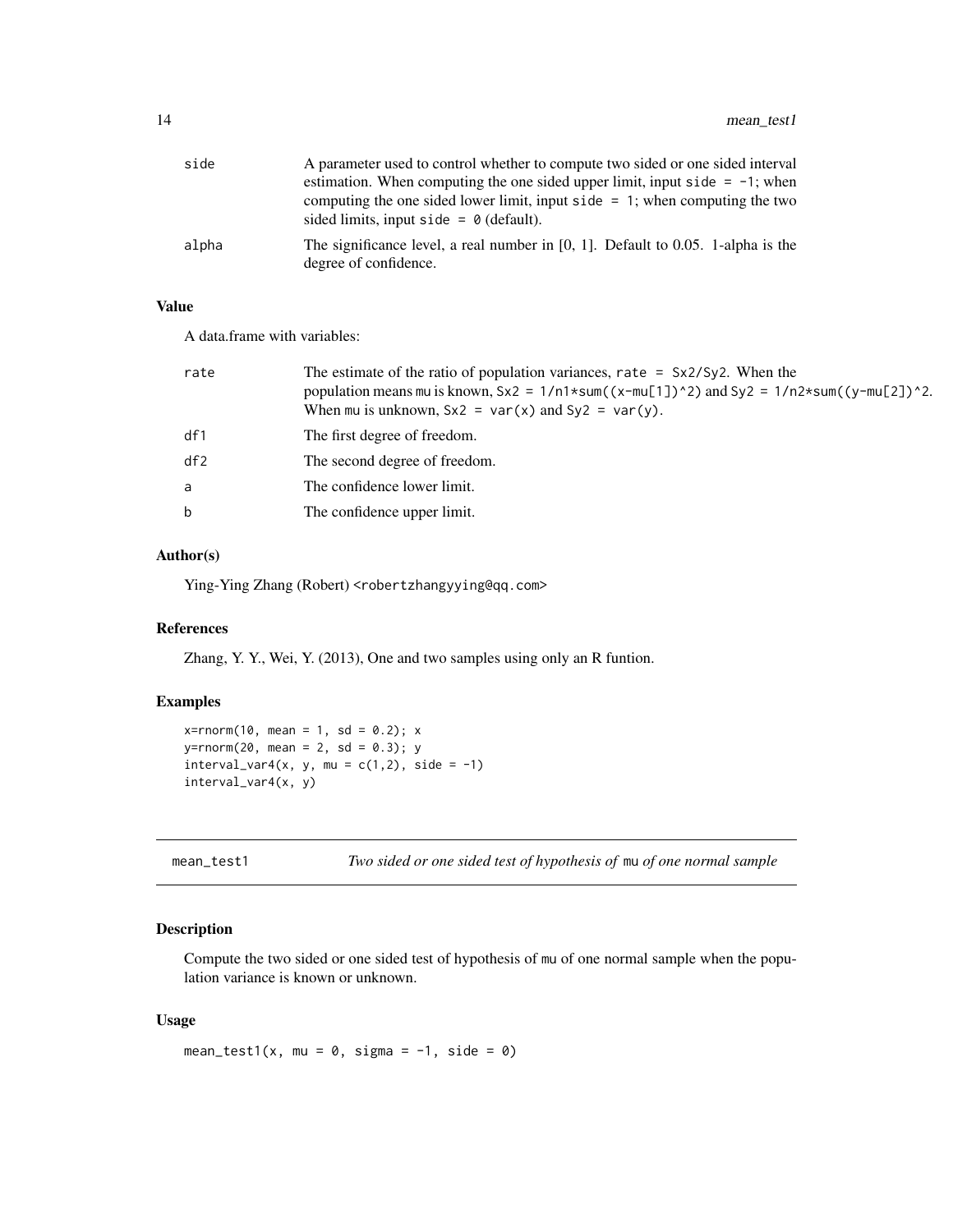| | |
|---|---|
| side | A parameter used to control whether to compute two sided or one sided interval estimation. When computing the one sided upper limit, input `side = -1`; when computing the one sided lower limit, input `side = 1`; when computing the two sided limits, input `side = 0` (default). |
| alpha | The significance level, a real number in [0, 1]. Default to 0.05. 1-alpha is the degree of confidence. |

### Value

A data.frame with variables:

| | |
|---|---|
| rate | The estimate of the ratio of population variances, `rate = Sx2/Sy2`. When the population means `mu` is known, `Sx2 = 1/n1*sum((x-mu[1])^2)` and `Sy2 = 1/n2*sum((y-mu[2])^2`. When `mu` is unknown, `Sx2 = var(x)` and `Sy2 = var(y)`. |
| df1 | The first degree of freedom. |
| df2 | The second degree of freedom. |
| a | The confidence lower limit. |
| b | The confidence upper limit. |

### Author(s)

Ying-Ying Zhang (Robert) <robertzhangyying@qq.com>

### References

Zhang, Y. Y., Wei, Y. (2013), One and two samples using only an R funtion.

### Examples

```
x=rnorm(10, mean = 1, sd = 0.2); x
y=rnorm(20, mean = 2, sd = 0.3); y
interval_var4(x, y, mu = c(1,2), side = -1)
interval_var4(x, y)
```

---

## mean_test1 — *Two sided or one sided test of hypothesis of* `mu` *of one normal sample*

### Description

Compute the two sided or one sided test of hypothesis of `mu` of one normal sample when the population variance is known or unknown.

### Usage

```
mean_test1(x, mu = 0, sigma = -1, side = 0)
```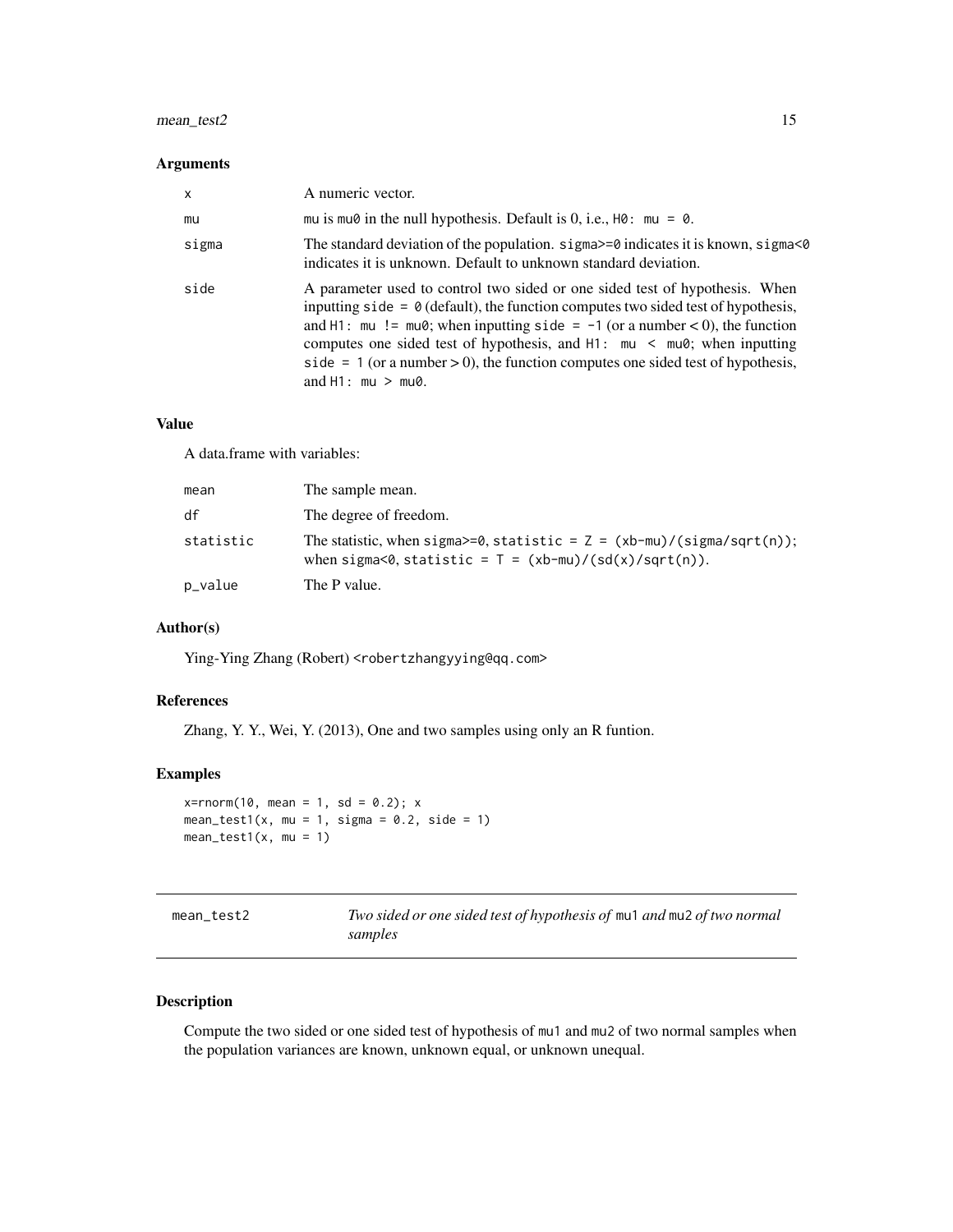### Arguments

| | |
|---|---|
| x | A numeric vector. |
| mu | mu is mu0 in the null hypothesis. Default is 0, i.e., H0: mu = 0. |
| sigma | The standard deviation of the population. sigma>=0 indicates it is known, sigma<0 indicates it is unknown. Default to unknown standard deviation. |
| side | A parameter used to control two sided or one sided test of hypothesis. When inputting side = 0 (default), the function computes two sided test of hypothesis, and H1: mu != mu0; when inputting side = -1 (or a number < 0), the function computes one sided test of hypothesis, and H1: mu < mu0; when inputting side = 1 (or a number > 0), the function computes one sided test of hypothesis, and H1: mu > mu0. |

### Value

A data.frame with variables:

| | |
|---|---|
| mean | The sample mean. |
| df | The degree of freedom. |
| statistic | The statistic, when sigma>=0, statistic = Z = (xb-mu)/(sigma/sqrt(n)); when sigma<0, statistic = T = (xb-mu)/(sd(x)/sqrt(n)). |
| p_value | The P value. |

### Author(s)

Ying-Ying Zhang (Robert) <robertzhangyying@qq.com>

### References

Zhang, Y. Y., Wei, Y. (2013), One and two samples using only an R funtion.

### Examples

```
x=rnorm(10, mean = 1, sd = 0.2); x
mean_test1(x, mu = 1, sigma = 0.2, side = 1)
mean_test1(x, mu = 1)
```

---

## mean_test2 — *Two sided or one sided test of hypothesis of* mu1 *and* mu2 *of two normal samples*

### Description

Compute the two sided or one sided test of hypothesis of mu1 and mu2 of two normal samples when the population variances are known, unknown equal, or unknown unequal.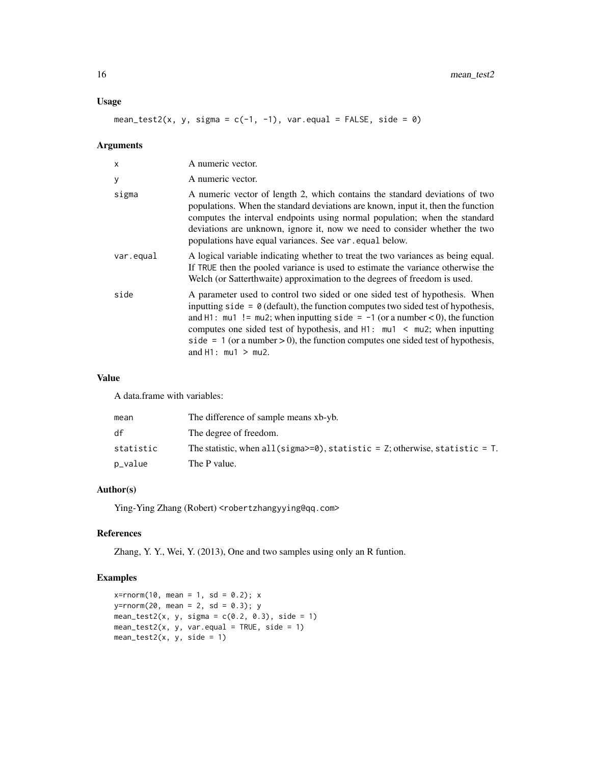## Usage

```
mean_test2(x, y, sigma = c(-1, -1), var.equal = FALSE, side = 0)
```

## Arguments

| | |
|---|---|
| x | A numeric vector. |
| y | A numeric vector. |
| sigma | A numeric vector of length 2, which contains the standard deviations of two populations. When the standard deviations are known, input it, then the function computes the interval endpoints using normal population; when the standard deviations are unknown, ignore it, now we need to consider whether the two populations have equal variances. See `var.equal` below. |
| var.equal | A logical variable indicating whether to treat the two variances as being equal. If `TRUE` then the pooled variance is used to estimate the variance otherwise the Welch (or Satterthwaite) approximation to the degrees of freedom is used. |
| side | A parameter used to control two sided or one sided test of hypothesis. When inputting `side = 0` (default), the function computes two sided test of hypothesis, and `H1: mu1 != mu2`; when inputting `side = -1` (or a number < 0), the function computes one sided test of hypothesis, and `H1: mu1 < mu2`; when inputting `side = 1` (or a number > 0), the function computes one sided test of hypothesis, and `H1: mu1 > mu2`. |

## Value

A data.frame with variables:

| | |
|---|---|
| mean | The difference of sample means xb-yb. |
| df | The degree of freedom. |
| statistic | The statistic, when `all(sigma>=0)`, `statistic = Z`; otherwise, `statistic = T`. |
| p_value | The P value. |

## Author(s)

Ying-Ying Zhang (Robert) <robertzhangyying@qq.com>

## References

Zhang, Y. Y., Wei, Y. (2013), One and two samples using only an R funtion.

## Examples

```
x=rnorm(10, mean = 1, sd = 0.2); x
y=rnorm(20, mean = 2, sd = 0.3); y
mean_test2(x, y, sigma = c(0.2, 0.3), side = 1)
mean_test2(x, y, var.equal = TRUE, side = 1)
mean_test2(x, y, side = 1)
```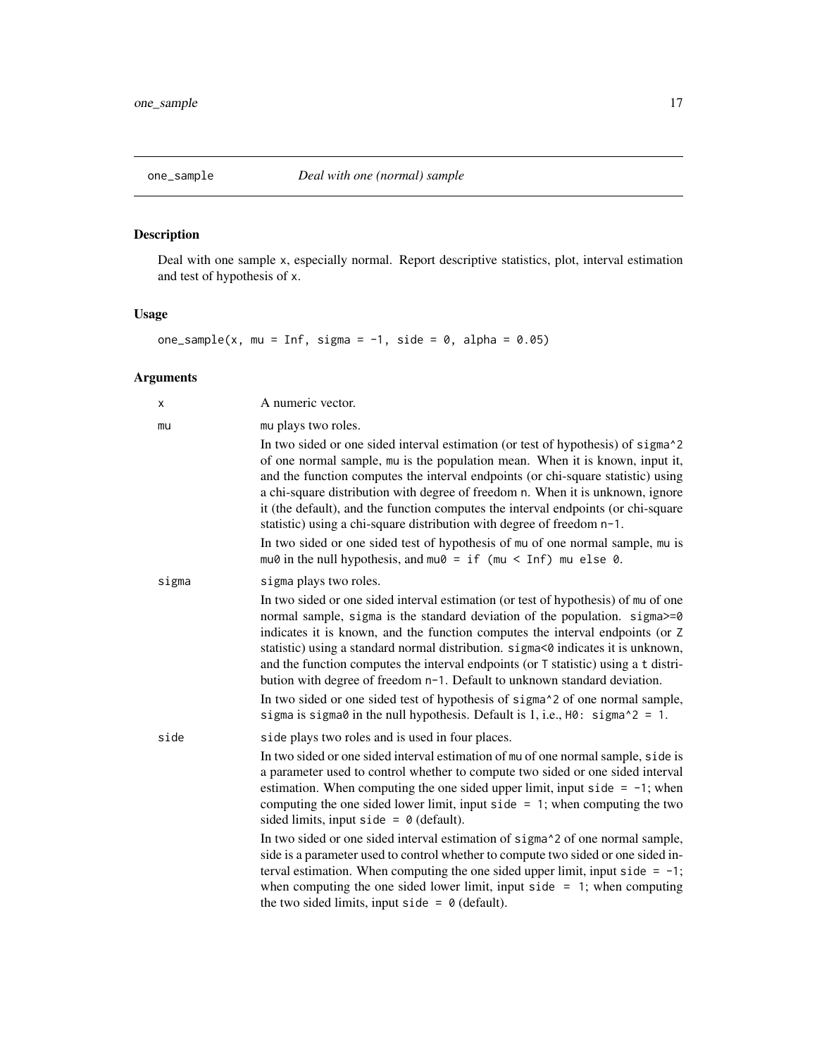## one_sample    *Deal with one (normal) sample*

### Description

Deal with one sample x, especially normal. Report descriptive statistics, plot, interval estimation and test of hypothesis of x.

### Usage

```
one_sample(x, mu = Inf, sigma = -1, side = 0, alpha = 0.05)
```

### Arguments

| | |
|---|---|
| x | A numeric vector. |
| mu | mu plays two roles.<br><br>In two sided or one sided interval estimation (or test of hypothesis) of `sigma^2` of one normal sample, mu is the population mean. When it is known, input it, and the function computes the interval endpoints (or chi-square statistic) using a chi-square distribution with degree of freedom n. When it is unknown, ignore it (the default), and the function computes the interval endpoints (or chi-square statistic) using a chi-square distribution with degree of freedom `n-1`.<br><br>In two sided or one sided test of hypothesis of mu of one normal sample, mu is `mu0` in the null hypothesis, and `mu0 = if (mu < Inf) mu else 0`. |
| sigma | sigma plays two roles.<br><br>In two sided or one sided interval estimation (or test of hypothesis) of mu of one normal sample, sigma is the standard deviation of the population. `sigma>=0` indicates it is known, and the function computes the interval endpoints (or Z statistic) using a standard normal distribution. `sigma<0` indicates it is unknown, and the function computes the interval endpoints (or T statistic) using a t distribution with degree of freedom `n-1`. Default to unknown standard deviation.<br><br>In two sided or one sided test of hypothesis of `sigma^2` of one normal sample, sigma is `sigma0` in the null hypothesis. Default is 1, i.e., `H0: sigma^2 = 1`. |
| side | side plays two roles and is used in four places.<br><br>In two sided or one sided interval estimation of mu of one normal sample, side is a parameter used to control whether to compute two sided or one sided interval estimation. When computing the one sided upper limit, input `side = -1`; when computing the one sided lower limit, input `side = 1`; when computing the two sided limits, input `side = 0` (default).<br><br>In two sided or one sided interval estimation of `sigma^2` of one normal sample, side is a parameter used to control whether to compute two sided or one sided interval estimation. When computing the one sided upper limit, input `side = -1`; when computing the one sided lower limit, input `side = 1`; when computing the two sided limits, input `side = 0` (default). |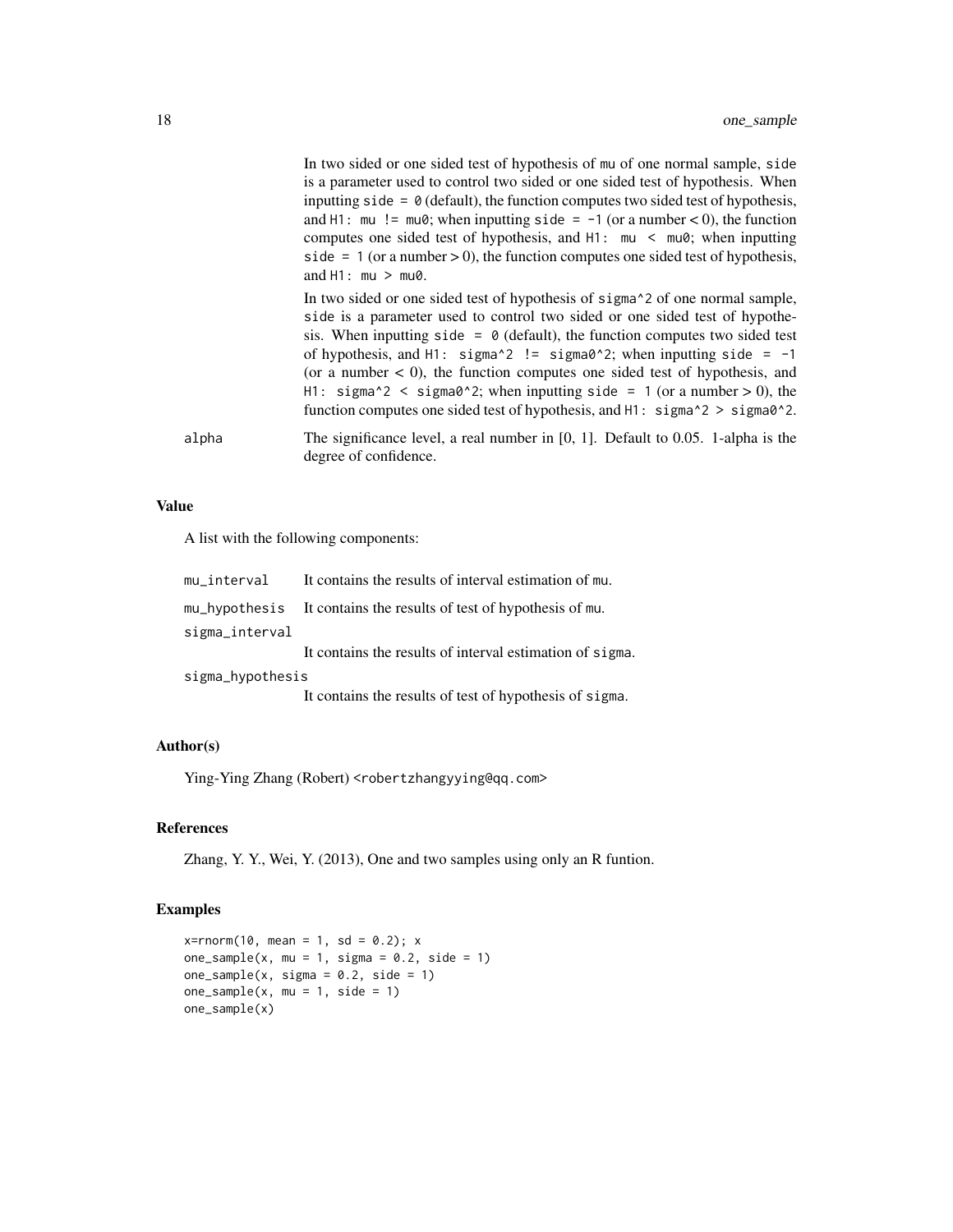In two sided or one sided test of hypothesis of `mu` of one normal sample, `side` is a parameter used to control two sided or one sided test of hypothesis. When inputting `side = 0` (default), the function computes two sided test of hypothesis, and `H1: mu != mu0`; when inputting `side = -1` (or a number < 0), the function computes one sided test of hypothesis, and `H1: mu < mu0`; when inputting `side = 1` (or a number > 0), the function computes one sided test of hypothesis, and `H1: mu > mu0`.

In two sided or one sided test of hypothesis of `sigma^2` of one normal sample, `side` is a parameter used to control two sided or one sided test of hypothesis. When inputting `side = 0` (default), the function computes two sided test of hypothesis, and `H1: sigma^2 != sigma0^2`; when inputting `side = -1` (or a number < 0), the function computes one sided test of hypothesis, and `H1: sigma^2 < sigma0^2`; when inputting `side = 1` (or a number > 0), the function computes one sided test of hypothesis, and `H1: sigma^2 > sigma0^2`.

`alpha` — The significance level, a real number in [0, 1]. Default to 0.05. 1-alpha is the degree of confidence.

### Value

A list with the following components:

| | |
|---|---|
| `mu_interval` | It contains the results of interval estimation of `mu`. |
| `mu_hypothesis` | It contains the results of test of hypothesis of `mu`. |
| `sigma_interval` | It contains the results of interval estimation of `sigma`. |
| `sigma_hypothesis` | It contains the results of test of hypothesis of `sigma`. |

### Author(s)

Ying-Ying Zhang (Robert) <robertzhangyying@qq.com>

### References

Zhang, Y. Y., Wei, Y. (2013), One and two samples using only an R funtion.

### Examples

```
x=rnorm(10, mean = 1, sd = 0.2); x
one_sample(x, mu = 1, sigma = 0.2, side = 1)
one_sample(x, sigma = 0.2, side = 1)
one_sample(x, mu = 1, side = 1)
one_sample(x)
```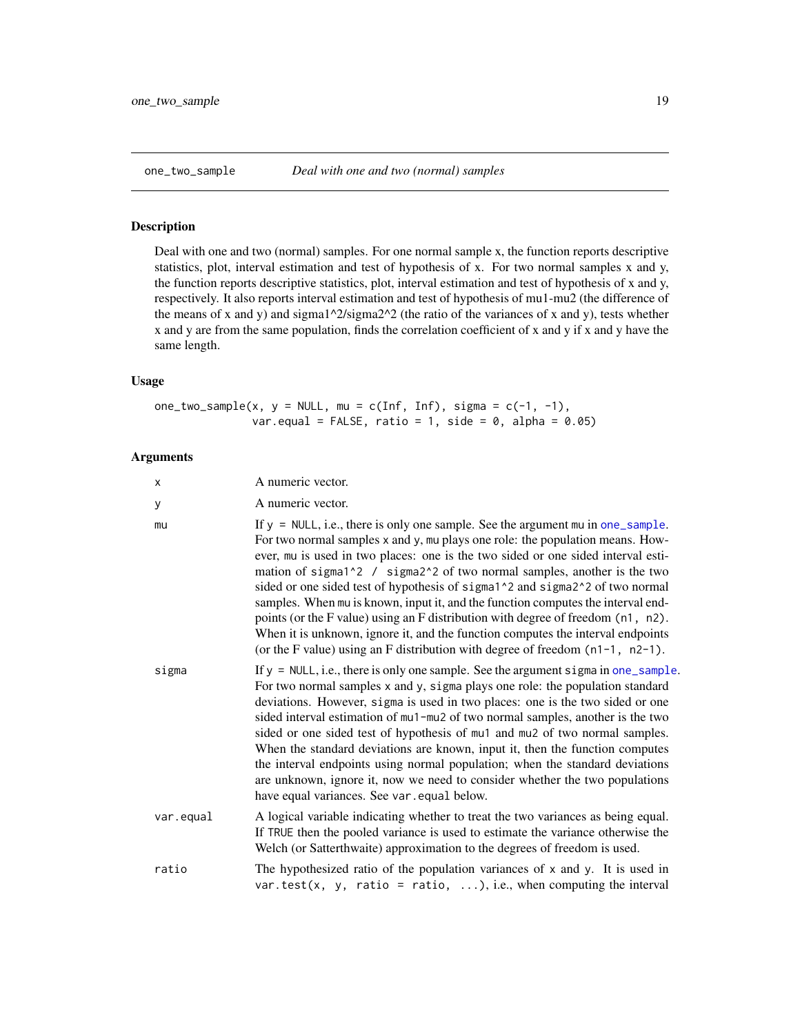one_two_sample    *Deal with one and two (normal) samples*

### Description

Deal with one and two (normal) samples. For one normal sample x, the function reports descriptive statistics, plot, interval estimation and test of hypothesis of x. For two normal samples x and y, the function reports descriptive statistics, plot, interval estimation and test of hypothesis of x and y, respectively. It also reports interval estimation and test of hypothesis of mu1-mu2 (the difference of the means of x and y) and sigma1^2/sigma2^2 (the ratio of the variances of x and y), tests whether x and y are from the same population, finds the correlation coefficient of x and y if x and y have the same length.

### Usage

```
one_two_sample(x, y = NULL, mu = c(Inf, Inf), sigma = c(-1, -1),
               var.equal = FALSE, ratio = 1, side = 0, alpha = 0.05)
```

### Arguments

| | |
|---|---|
| x | A numeric vector. |
| y | A numeric vector. |
| mu | If `y = NULL`, i.e., there is only one sample. See the argument `mu` in `one_sample`. For two normal samples `x` and `y`, `mu` plays one role: the population means. However, `mu` is used in two places: one is the two sided or one sided interval estimation of `sigma1^2 / sigma2^2` of two normal samples, another is the two sided or one sided test of hypothesis of `sigma1^2` and `sigma2^2` of two normal samples. When `mu` is known, input it, and the function computes the interval endpoints (or the F value) using an F distribution with degree of freedom `(n1, n2)`. When it is unknown, ignore it, and the function computes the interval endpoints (or the F value) using an F distribution with degree of freedom `(n1-1, n2-1)`. |
| sigma | If `y = NULL`, i.e., there is only one sample. See the argument `sigma` in `one_sample`. For two normal samples `x` and `y`, `sigma` plays one role: the population standard deviations. However, `sigma` is used in two places: one is the two sided or one sided interval estimation of `mu1-mu2` of two normal samples, another is the two sided or one sided test of hypothesis of `mu1` and `mu2` of two normal samples. When the standard deviations are known, input it, then the function computes the interval endpoints using normal population; when the standard deviations are unknown, ignore it, now we need to consider whether the two populations have equal variances. See `var.equal` below. |
| var.equal | A logical variable indicating whether to treat the two variances as being equal. If `TRUE` then the pooled variance is used to estimate the variance otherwise the Welch (or Satterthwaite) approximation to the degrees of freedom is used. |
| ratio | The hypothesized ratio of the population variances of `x` and `y`. It is used in `var.test(x, y, ratio = ratio, ...)`, i.e., when computing the interval |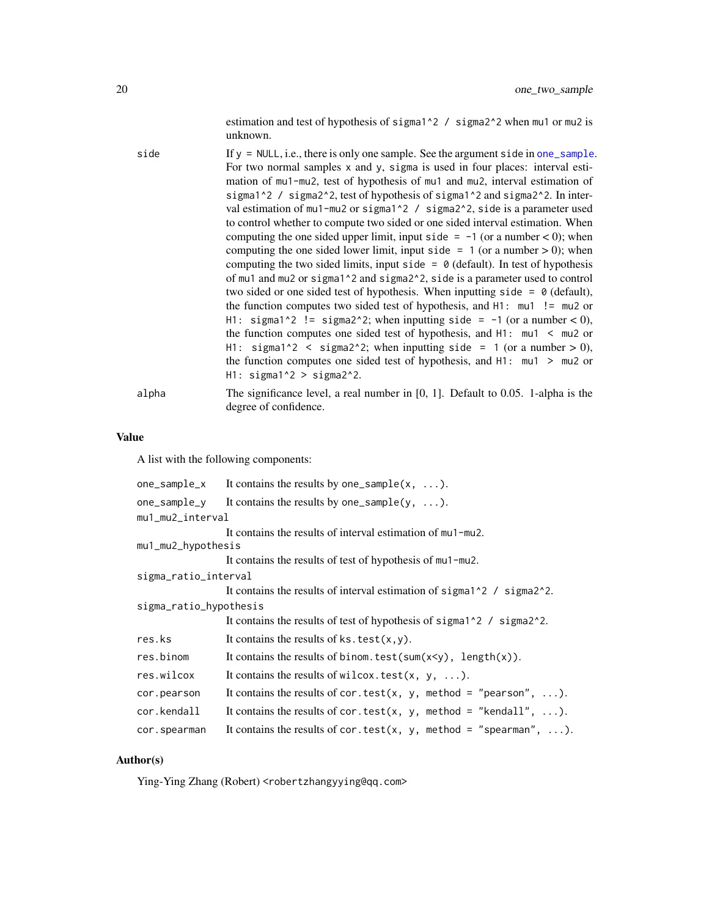estimation and test of hypothesis of `sigma1^2 / sigma2^2` when `mu1` or `mu2` is unknown.

`side`
: If `y = NULL`, i.e., there is only one sample. See the argument `side` in `one_sample`. For two normal samples `x` and `y`, `sigma` is used in four places: interval estimation of `mu1-mu2`, test of hypothesis of `mu1` and `mu2`, interval estimation of `sigma1^2 / sigma2^2`, test of hypothesis of `sigma1^2` and `sigma2^2`. In interval estimation of `mu1-mu2` or `sigma1^2 / sigma2^2`, `side` is a parameter used to control whether to compute two sided or one sided interval estimation. When computing the one sided upper limit, input `side = -1` (or a number < 0); when computing the one sided lower limit, input `side = 1` (or a number > 0); when computing the two sided limits, input `side = 0` (default). In test of hypothesis of `mu1` and `mu2` or `sigma1^2` and `sigma2^2`, `side` is a parameter used to control two sided or one sided test of hypothesis. When inputting `side = 0` (default), the function computes two sided test of hypothesis, and `H1: mu1 != mu2` or `H1: sigma1^2 != sigma2^2`; when inputting `side = -1` (or a number < 0), the function computes one sided test of hypothesis, and `H1: mu1 < mu2` or `H1: sigma1^2 < sigma2^2`; when inputting `side = 1` (or a number > 0), the function computes one sided test of hypothesis, and `H1: mu1 > mu2` or `H1: sigma1^2 > sigma2^2`.

`alpha`
: The significance level, a real number in [0, 1]. Default to 0.05. 1-alpha is the degree of confidence.

## Value

A list with the following components:

`one_sample_x`
: It contains the results by `one_sample(x, ...)`.

`one_sample_y`
: It contains the results by `one_sample(y, ...)`.

`mu1_mu2_interval`
: It contains the results of interval estimation of `mu1-mu2`.

`mu1_mu2_hypothesis`
: It contains the results of test of hypothesis of `mu1-mu2`.

`sigma_ratio_interval`
: It contains the results of interval estimation of `sigma1^2 / sigma2^2`.

`sigma_ratio_hypothesis`
: It contains the results of test of hypothesis of `sigma1^2 / sigma2^2`.

`res.ks`
: It contains the results of `ks.test(x,y)`.

`res.binom`
: It contains the results of `binom.test(sum(x<y), length(x))`.

`res.wilcox`
: It contains the results of `wilcox.test(x, y, ...)`.

`cor.pearson`
: It contains the results of `cor.test(x, y, method = "pearson", ...)`.

`cor.kendall`
: It contains the results of `cor.test(x, y, method = "kendall", ...)`.

`cor.spearman`
: It contains the results of `cor.test(x, y, method = "spearman", ...)`.

## Author(s)

Ying-Ying Zhang (Robert) <robertzhangyying@qq.com>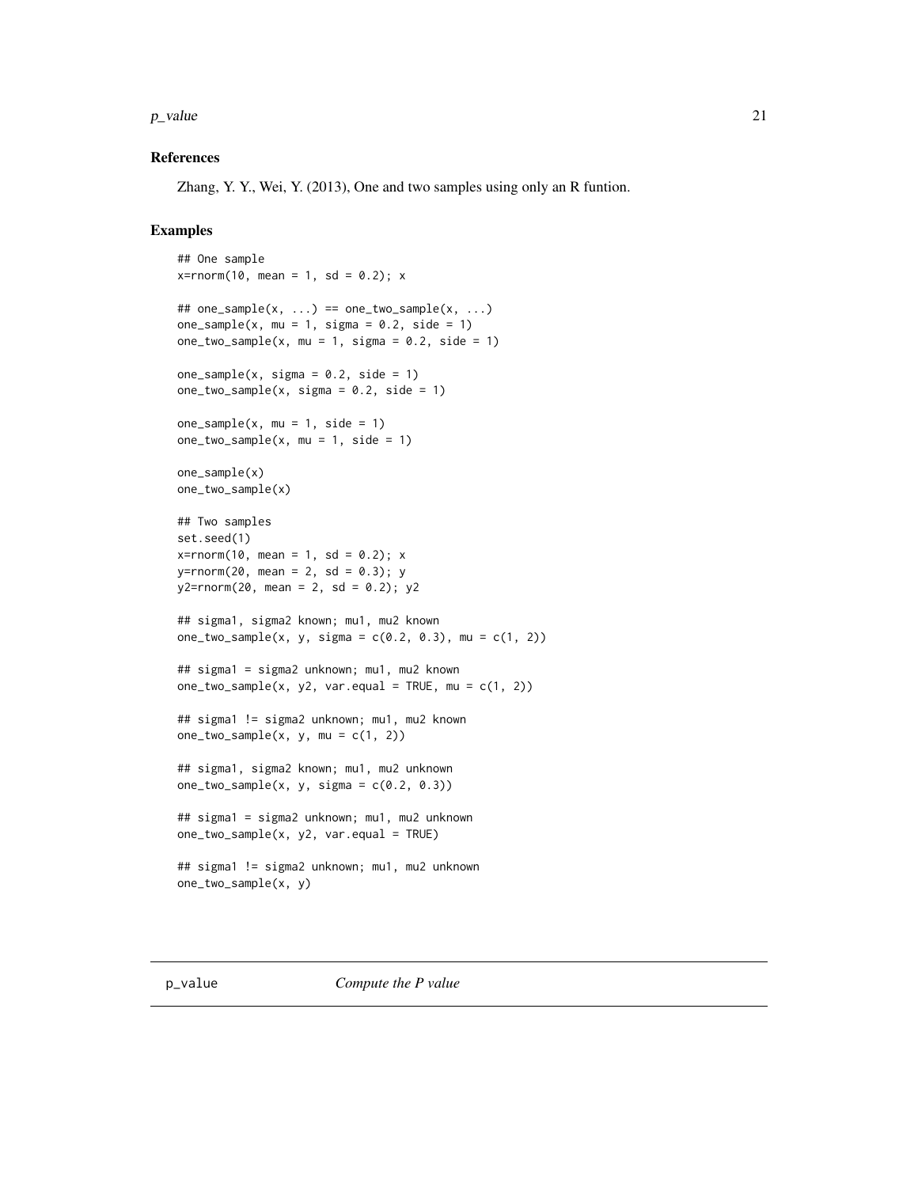### References

Zhang, Y. Y., Wei, Y. (2013), One and two samples using only an R funtion.

### Examples

```
## One sample
x=rnorm(10, mean = 1, sd = 0.2); x

## one_sample(x, ...) == one_two_sample(x, ...)
one_sample(x, mu = 1, sigma = 0.2, side = 1)
one_two_sample(x, mu = 1, sigma = 0.2, side = 1)

one_sample(x, sigma = 0.2, side = 1)
one_two_sample(x, sigma = 0.2, side = 1)

one_sample(x, mu = 1, side = 1)
one_two_sample(x, mu = 1, side = 1)

one_sample(x)
one_two_sample(x)

## Two samples
set.seed(1)
x=rnorm(10, mean = 1, sd = 0.2); x
y=rnorm(20, mean = 2, sd = 0.3); y
y2=rnorm(20, mean = 2, sd = 0.2); y2

## sigma1, sigma2 known; mu1, mu2 known
one_two_sample(x, y, sigma = c(0.2, 0.3), mu = c(1, 2))

## sigma1 = sigma2 unknown; mu1, mu2 known
one_two_sample(x, y2, var.equal = TRUE, mu = c(1, 2))

## sigma1 != sigma2 unknown; mu1, mu2 known
one_two_sample(x, y, mu = c(1, 2))

## sigma1, sigma2 known; mu1, mu2 unknown
one_two_sample(x, y, sigma = c(0.2, 0.3))

## sigma1 = sigma2 unknown; mu1, mu2 unknown
one_two_sample(x, y2, var.equal = TRUE)

## sigma1 != sigma2 unknown; mu1, mu2 unknown
one_two_sample(x, y)
```

## p_value *Compute the P value*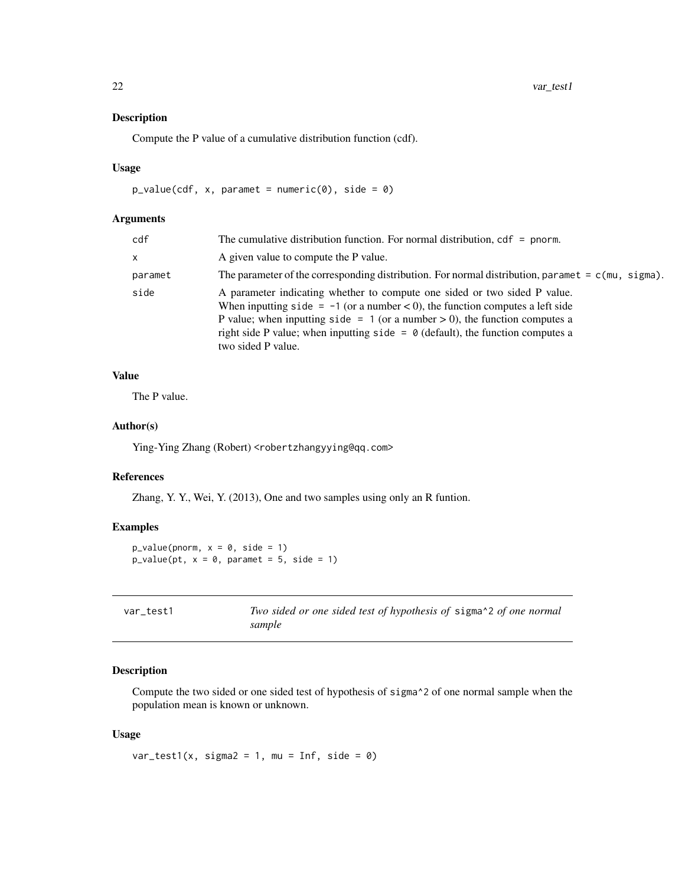### Description

Compute the P value of a cumulative distribution function (cdf).

### Usage

```
p_value(cdf, x, paramet = numeric(0), side = 0)
```

### Arguments

| | |
|---|---|
| cdf | The cumulative distribution function. For normal distribution, `cdf = pnorm`. |
| x | A given value to compute the P value. |
| paramet | The parameter of the corresponding distribution. For normal distribution, `paramet = c(mu, sigma)`. |
| side | A parameter indicating whether to compute one sided or two sided P value. When inputting `side = -1` (or a number < 0), the function computes a left side P value; when inputting `side = 1` (or a number > 0), the function computes a right side P value; when inputting `side = 0` (default), the function computes a two sided P value. |

### Value

The P value.

### Author(s)

Ying-Ying Zhang (Robert) <robertzhangyying@qq.com>

### References

Zhang, Y. Y., Wei, Y. (2013), One and two samples using only an R funtion.

### Examples

```
p_value(pnorm, x = 0, side = 1)
p_value(pt, x = 0, paramet = 5, side = 1)
```

---

## var_test1 — *Two sided or one sided test of hypothesis of* sigma^2 *of one normal sample*

---

### Description

Compute the two sided or one sided test of hypothesis of sigma^2 of one normal sample when the population mean is known or unknown.

### Usage

```
var_test1(x, sigma2 = 1, mu = Inf, side = 0)
```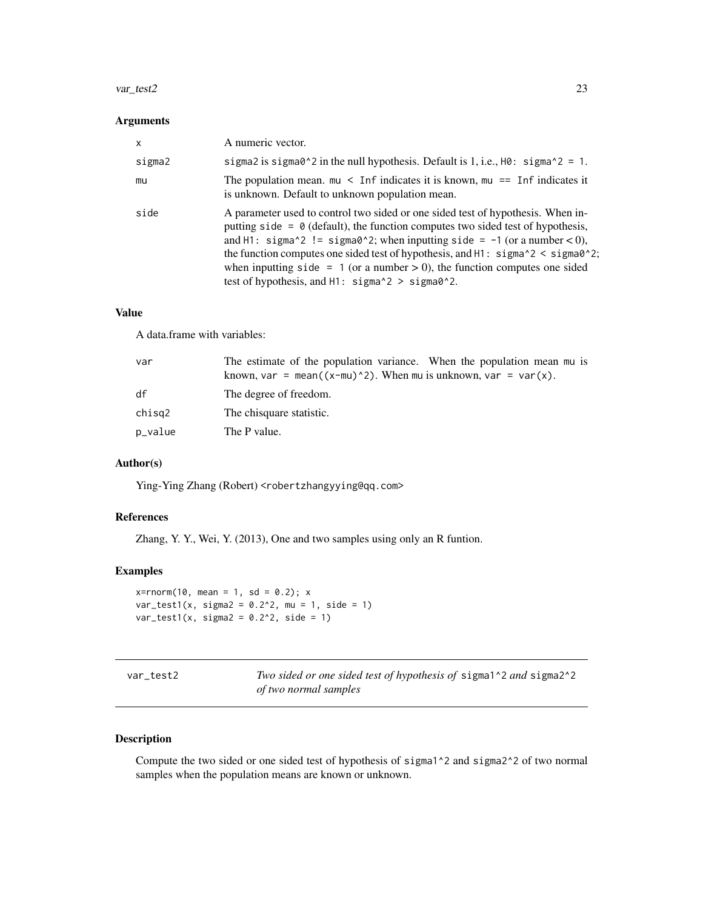### Arguments

| | |
|---|---|
| x | A numeric vector. |
| sigma2 | `sigma2` is `sigma0^2` in the null hypothesis. Default is 1, i.e., `H0: sigma^2 = 1`. |
| mu | The population mean. `mu < Inf` indicates it is known, `mu == Inf` indicates it is unknown. Default to unknown population mean. |
| side | A parameter used to control two sided or one sided test of hypothesis. When inputting `side = 0` (default), the function computes two sided test of hypothesis, and `H1: sigma^2 != sigma0^2`; when inputting `side = -1` (or a number < 0), the function computes one sided test of hypothesis, and `H1: sigma^2 < sigma0^2`; when inputting `side = 1` (or a number > 0), the function computes one sided test of hypothesis, and `H1: sigma^2 > sigma0^2`. |

### Value

A data.frame with variables:

| | |
|---|---|
| var | The estimate of the population variance. When the population mean mu is known, `var = mean((x-mu)^2)`. When mu is unknown, `var = var(x)`. |
| df | The degree of freedom. |
| chisq2 | The chisquare statistic. |
| p_value | The P value. |

### Author(s)

Ying-Ying Zhang (Robert) <robertzhangyying@qq.com>

### References

Zhang, Y. Y., Wei, Y. (2013), One and two samples using only an R funtion.

### Examples

```
x=rnorm(10, mean = 1, sd = 0.2); x
var_test1(x, sigma2 = 0.2^2, mu = 1, side = 1)
var_test1(x, sigma2 = 0.2^2, side = 1)
```

---

## var_test2 — *Two sided or one sided test of hypothesis of* `sigma1^2` *and* `sigma2^2` *of two normal samples*

---

### Description

Compute the two sided or one sided test of hypothesis of `sigma1^2` and `sigma2^2` of two normal samples when the population means are known or unknown.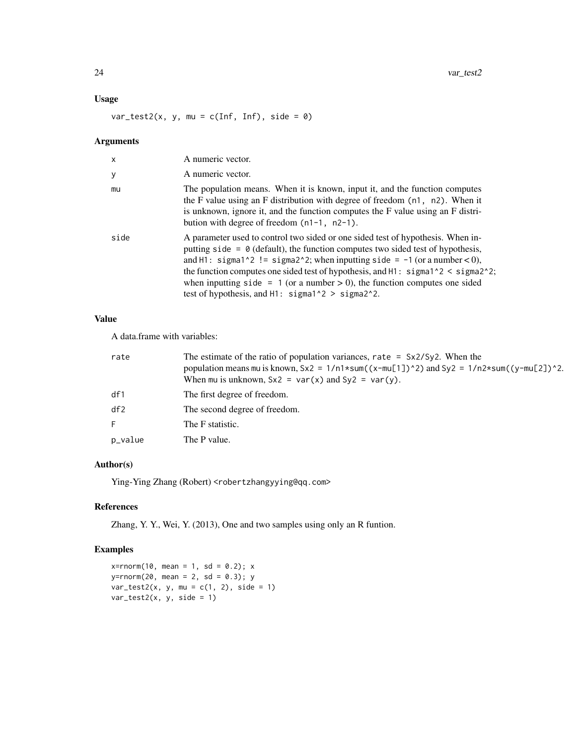## Usage

```
var_test2(x, y, mu = c(Inf, Inf), side = 0)
```

## Arguments

| | |
|---|---|
| x | A numeric vector. |
| y | A numeric vector. |
| mu | The population means. When it is known, input it, and the function computes the F value using an F distribution with degree of freedom (n1, n2). When it is unknown, ignore it, and the function computes the F value using an F distribution with degree of freedom (n1-1, n2-1). |
| side | A parameter used to control two sided or one sided test of hypothesis. When inputting side = 0 (default), the function computes two sided test of hypothesis, and H1: sigma1^2 != sigma2^2; when inputting side = -1 (or a number < 0), the function computes one sided test of hypothesis, and H1: sigma1^2 < sigma2^2; when inputting side = 1 (or a number > 0), the function computes one sided test of hypothesis, and H1: sigma1^2 > sigma2^2. |

## Value

A data.frame with variables:

| | |
|---|---|
| rate | The estimate of the ratio of population variances, rate = Sx2/Sy2. When the population means mu is known, Sx2 = 1/n1*sum((x-mu[1])^2) and Sy2 = 1/n2*sum((y-mu[2])^2. When mu is unknown, Sx2 = var(x) and Sy2 = var(y). |
| df1 | The first degree of freedom. |
| df2 | The second degree of freedom. |
| F | The F statistic. |
| p_value | The P value. |

## Author(s)

Ying-Ying Zhang (Robert) <robertzhangyying@qq.com>

## References

Zhang, Y. Y., Wei, Y. (2013), One and two samples using only an R funtion.

## Examples

```
x=rnorm(10, mean = 1, sd = 0.2); x
y=rnorm(20, mean = 2, sd = 0.3); y
var_test2(x, y, mu = c(1, 2), side = 1)
var_test2(x, y, side = 1)
```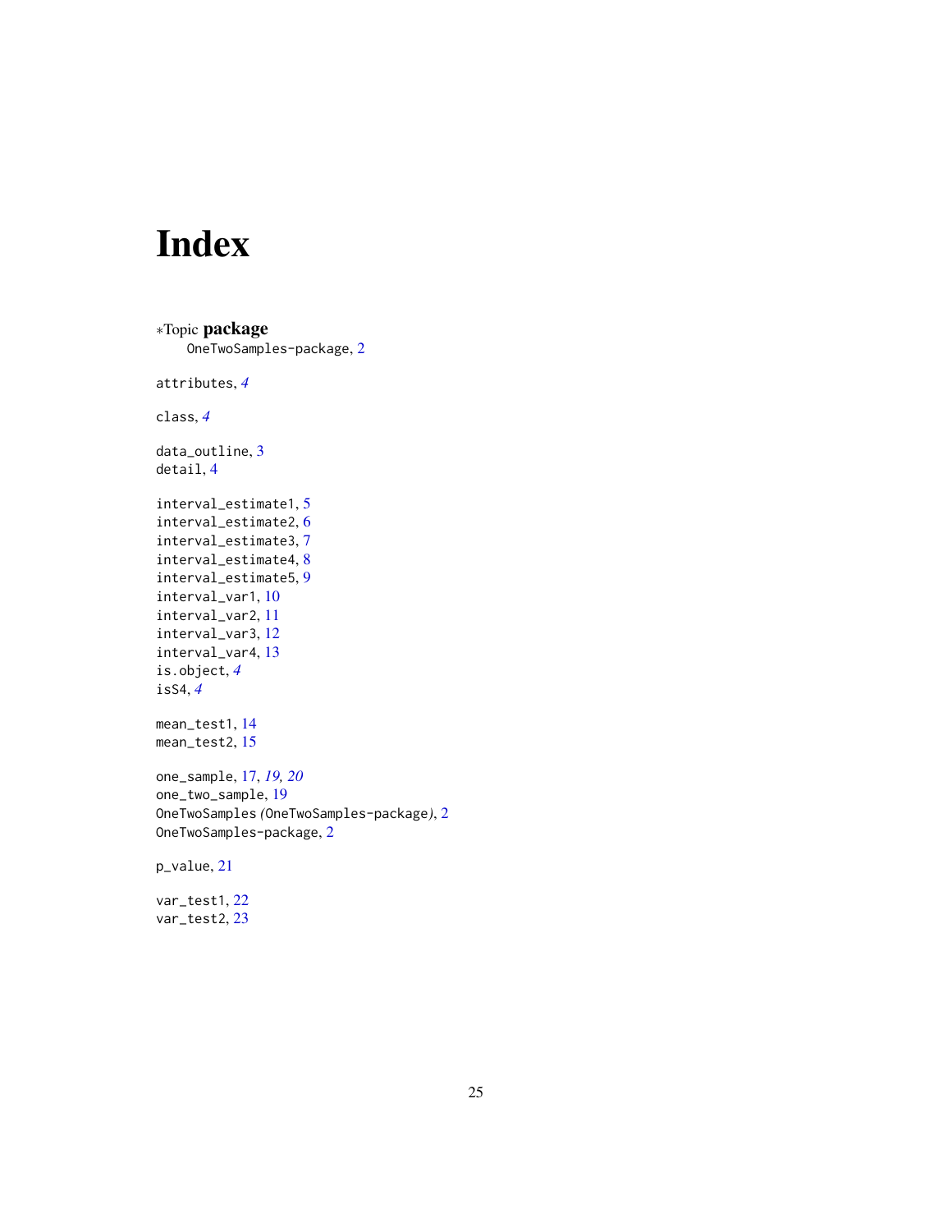# Index

∗Topic **package**

OneTwoSamples-package, 2

attributes, *4*

class, *4*

data_outline, 3
detail, 4

interval_estimate1, 5
interval_estimate2, 6
interval_estimate3, 7
interval_estimate4, 8
interval_estimate5, 9
interval_var1, 10
interval_var2, 11
interval_var3, 12
interval_var4, 13
is.object, *4*
isS4, *4*

mean_test1, 14
mean_test2, 15

one_sample, 17, *19, 20*
one_two_sample, 19
OneTwoSamples *(*OneTwoSamples-package*)*, 2
OneTwoSamples-package, 2

p_value, 21

var_test1, 22
var_test2, 23